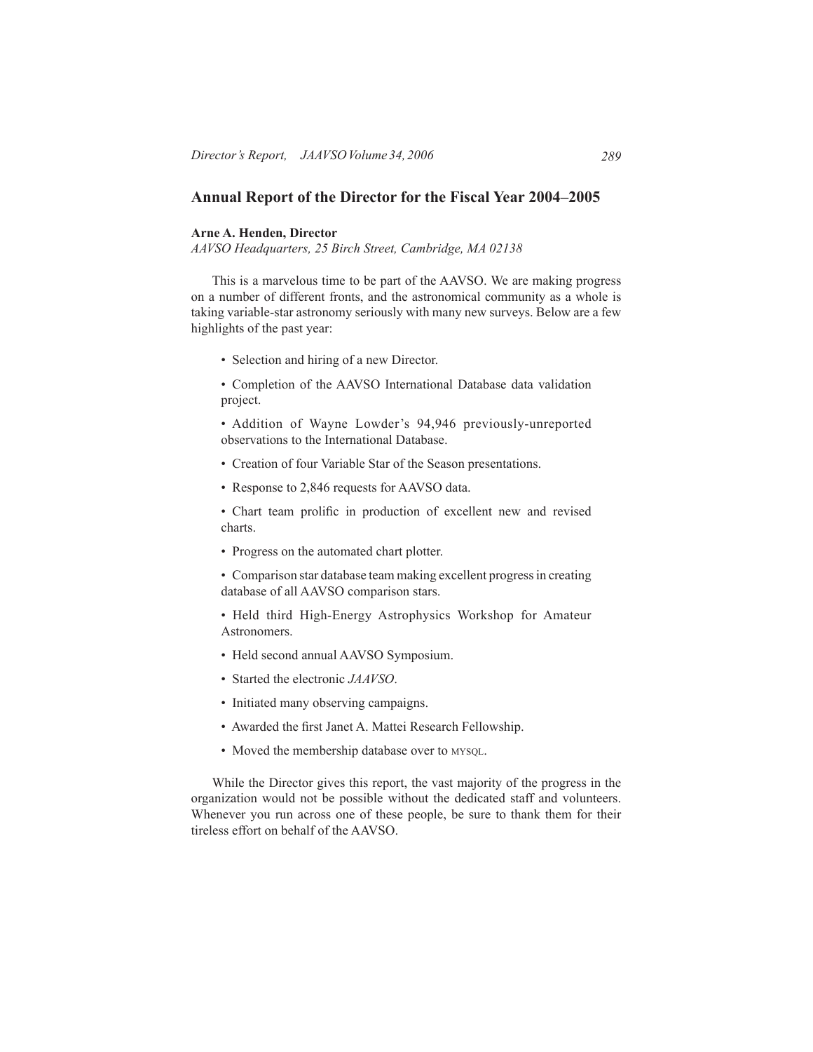# Annual Report of the Director for the Fiscal Year 2004–2005

**Arne A. Henden, Director**
*AAVSO Headquarters, 25 Birch Street, Cambridge, MA 02138*

This is a marvelous time to be part of the AAVSO. We are making progress on a number of different fronts, and the astronomical community as a whole is taking variable-star astronomy seriously with many new surveys. Below are a few highlights of the past year:

- Selection and hiring of a new Director.
- Completion of the AAVSO International Database data validation project.
- Addition of Wayne Lowder's 94,946 previously-unreported observations to the International Database.
- Creation of four Variable Star of the Season presentations.
- Response to 2,846 requests for AAVSO data.
- Chart team prolific in production of excellent new and revised charts.
- Progress on the automated chart plotter.
- Comparison star database team making excellent progress in creating database of all AAVSO comparison stars.
- Held third High-Energy Astrophysics Workshop for Amateur Astronomers.
- Held second annual AAVSO Symposium.
- Started the electronic *JAAVSO*.
- Initiated many observing campaigns.
- Awarded the first Janet A. Mattei Research Fellowship.
- Moved the membership database over to MYSQL.

While the Director gives this report, the vast majority of the progress in the organization would not be possible without the dedicated staff and volunteers. Whenever you run across one of these people, be sure to thank them for their tireless effort on behalf of the AAVSO.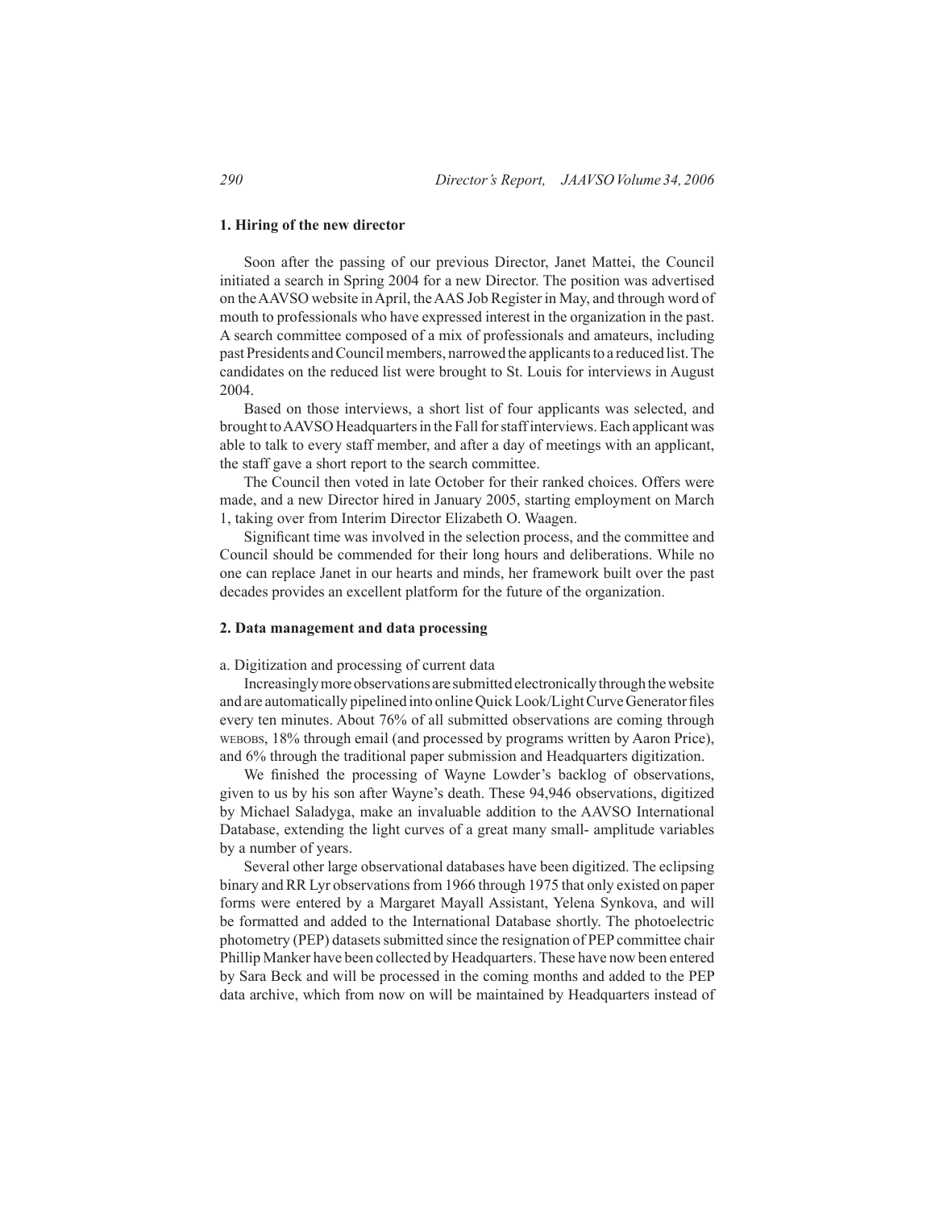**1. Hiring of the new director**

Soon after the passing of our previous Director, Janet Mattei, the Council initiated a search in Spring 2004 for a new Director. The position was advertised on the AAVSO website in April, the AAS Job Register in May, and through word of mouth to professionals who have expressed interest in the organization in the past. A search committee composed of a mix of professionals and amateurs, including past Presidents and Council members, narrowed the applicants to a reduced list. The candidates on the reduced list were brought to St. Louis for interviews in August 2004.

Based on those interviews, a short list of four applicants was selected, and brought to AAVSO Headquarters in the Fall for staff interviews. Each applicant was able to talk to every staff member, and after a day of meetings with an applicant, the staff gave a short report to the search committee.

The Council then voted in late October for their ranked choices. Offers were made, and a new Director hired in January 2005, starting employment on March 1, taking over from Interim Director Elizabeth O. Waagen.

Significant time was involved in the selection process, and the committee and Council should be commended for their long hours and deliberations. While no one can replace Janet in our hearts and minds, her framework built over the past decades provides an excellent platform for the future of the organization.

**2. Data management and data processing**

a. Digitization and processing of current data

Increasingly more observations are submitted electronically through the website and are automatically pipelined into online Quick Look/Light Curve Generator files every ten minutes. About 76% of all submitted observations are coming through WEBOBS, 18% through email (and processed by programs written by Aaron Price), and 6% through the traditional paper submission and Headquarters digitization.

We finished the processing of Wayne Lowder's backlog of observations, given to us by his son after Wayne's death. These 94,946 observations, digitized by Michael Saladyga, make an invaluable addition to the AAVSO International Database, extending the light curves of a great many small- amplitude variables by a number of years.

Several other large observational databases have been digitized. The eclipsing binary and RR Lyr observations from 1966 through 1975 that only existed on paper forms were entered by a Margaret Mayall Assistant, Yelena Synkova, and will be formatted and added to the International Database shortly. The photoelectric photometry (PEP) datasets submitted since the resignation of PEP committee chair Phillip Manker have been collected by Headquarters. These have now been entered by Sara Beck and will be processed in the coming months and added to the PEP data archive, which from now on will be maintained by Headquarters instead of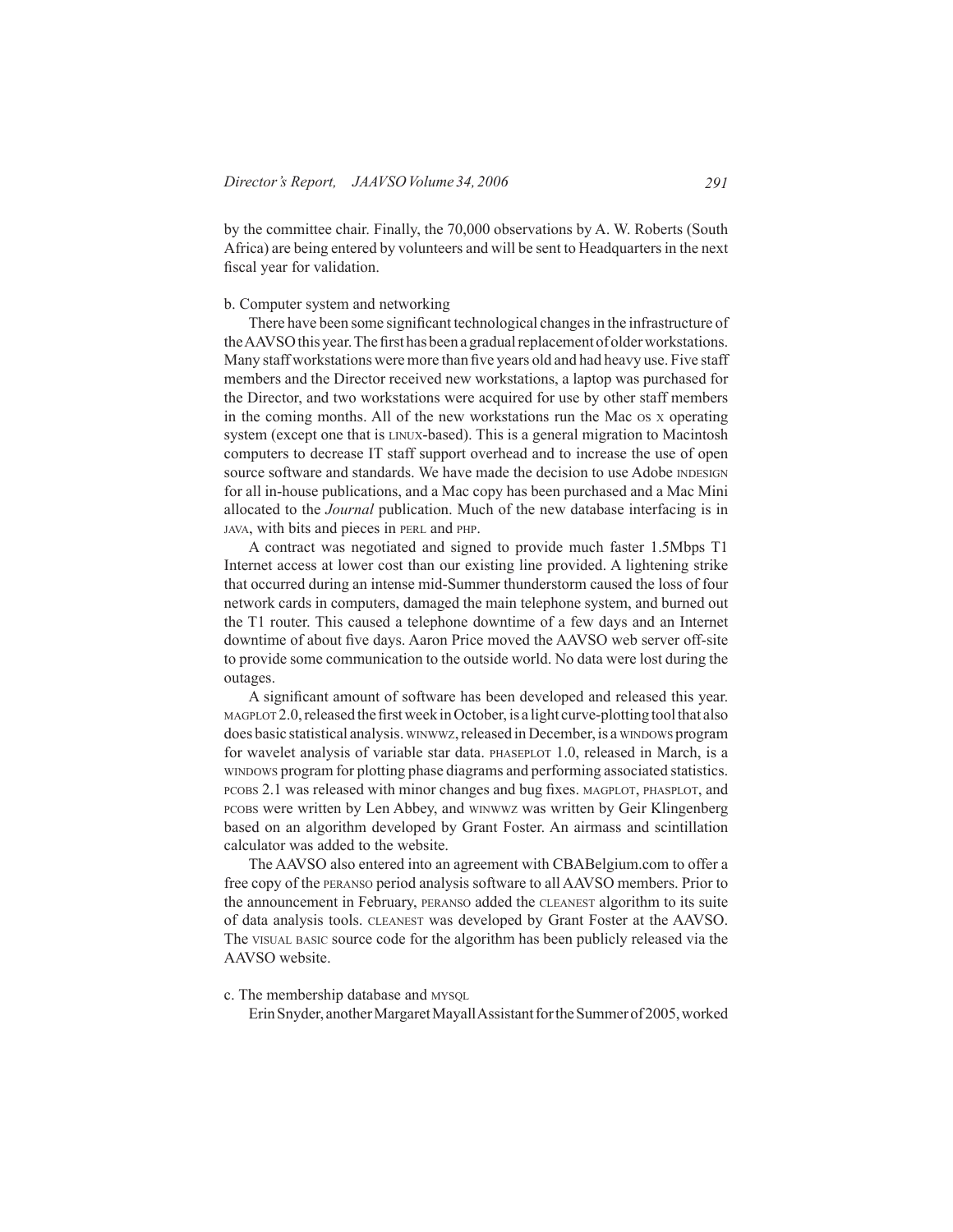by the committee chair. Finally, the 70,000 observations by A. W. Roberts (South Africa) are being entered by volunteers and will be sent to Headquarters in the next fiscal year for validation.

b. Computer system and networking

There have been some significant technological changes in the infrastructure of the AAVSO this year. The first has been a gradual replacement of older workstations. Many staff workstations were more than five years old and had heavy use. Five staff members and the Director received new workstations, a laptop was purchased for the Director, and two workstations were acquired for use by other staff members in the coming months. All of the new workstations run the Mac OS X operating system (except one that is LINUX-based). This is a general migration to Macintosh computers to decrease IT staff support overhead and to increase the use of open source software and standards. We have made the decision to use Adobe INDESIGN for all in-house publications, and a Mac copy has been purchased and a Mac Mini allocated to the *Journal* publication. Much of the new database interfacing is in JAVA, with bits and pieces in PERL and PHP.

A contract was negotiated and signed to provide much faster 1.5Mbps T1 Internet access at lower cost than our existing line provided. A lightening strike that occurred during an intense mid-Summer thunderstorm caused the loss of four network cards in computers, damaged the main telephone system, and burned out the T1 router. This caused a telephone downtime of a few days and an Internet downtime of about five days. Aaron Price moved the AAVSO web server off-site to provide some communication to the outside world. No data were lost during the outages.

A significant amount of software has been developed and released this year. MAGPLOT 2.0, released the first week in October, is a light curve-plotting tool that also does basic statistical analysis. WINWWZ, released in December, is a WINDOWS program for wavelet analysis of variable star data. PHASEPLOT 1.0, released in March, is a WINDOWS program for plotting phase diagrams and performing associated statistics. PCOBS 2.1 was released with minor changes and bug fixes. MAGPLOT, PHASPLOT, and PCOBS were written by Len Abbey, and WINWWZ was written by Geir Klingenberg based on an algorithm developed by Grant Foster. An airmass and scintillation calculator was added to the website.

The AAVSO also entered into an agreement with CBABelgium.com to offer a free copy of the PERANSO period analysis software to all AAVSO members. Prior to the announcement in February, PERANSO added the CLEANEST algorithm to its suite of data analysis tools. CLEANEST was developed by Grant Foster at the AAVSO. The VISUAL BASIC source code for the algorithm has been publicly released via the AAVSO website.

c. The membership database and MYSQL

Erin Snyder, another Margaret Mayall Assistant for the Summer of 2005, worked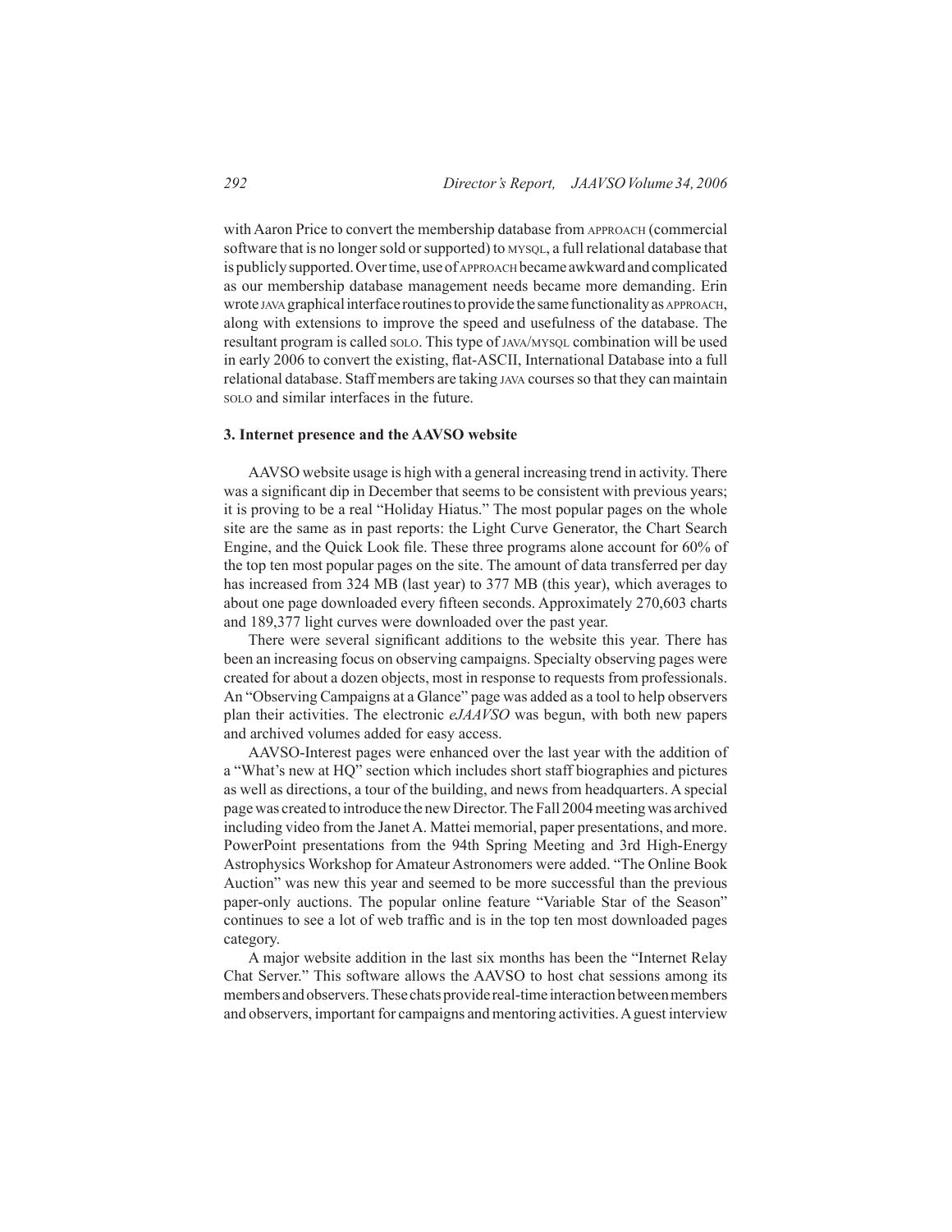with Aaron Price to convert the membership database from APPROACH (commercial software that is no longer sold or supported) to MYSQL, a full relational database that is publicly supported. Over time, use of APPROACH became awkward and complicated as our membership database management needs became more demanding. Erin wrote JAVA graphical interface routines to provide the same functionality as APPROACH, along with extensions to improve the speed and usefulness of the database. The resultant program is called SOLO. This type of JAVA/MYSQL combination will be used in early 2006 to convert the existing, flat-ASCII, International Database into a full relational database. Staff members are taking JAVA courses so that they can maintain SOLO and similar interfaces in the future.

### 3. Internet presence and the AAVSO website

AAVSO website usage is high with a general increasing trend in activity. There was a significant dip in December that seems to be consistent with previous years; it is proving to be a real "Holiday Hiatus." The most popular pages on the whole site are the same as in past reports: the Light Curve Generator, the Chart Search Engine, and the Quick Look file. These three programs alone account for 60% of the top ten most popular pages on the site. The amount of data transferred per day has increased from 324 MB (last year) to 377 MB (this year), which averages to about one page downloaded every fifteen seconds. Approximately 270,603 charts and 189,377 light curves were downloaded over the past year.

There were several significant additions to the website this year. There has been an increasing focus on observing campaigns. Specialty observing pages were created for about a dozen objects, most in response to requests from professionals. An "Observing Campaigns at a Glance" page was added as a tool to help observers plan their activities. The electronic *eJAAVSO* was begun, with both new papers and archived volumes added for easy access.

AAVSO-Interest pages were enhanced over the last year with the addition of a "What's new at HQ" section which includes short staff biographies and pictures as well as directions, a tour of the building, and news from headquarters. A special page was created to introduce the new Director. The Fall 2004 meeting was archived including video from the Janet A. Mattei memorial, paper presentations, and more. PowerPoint presentations from the 94th Spring Meeting and 3rd High-Energy Astrophysics Workshop for Amateur Astronomers were added. "The Online Book Auction" was new this year and seemed to be more successful than the previous paper-only auctions. The popular online feature "Variable Star of the Season" continues to see a lot of web traffic and is in the top ten most downloaded pages category.

A major website addition in the last six months has been the "Internet Relay Chat Server." This software allows the AAVSO to host chat sessions among its members and observers. These chats provide real-time interaction between members and observers, important for campaigns and mentoring activities. A guest interview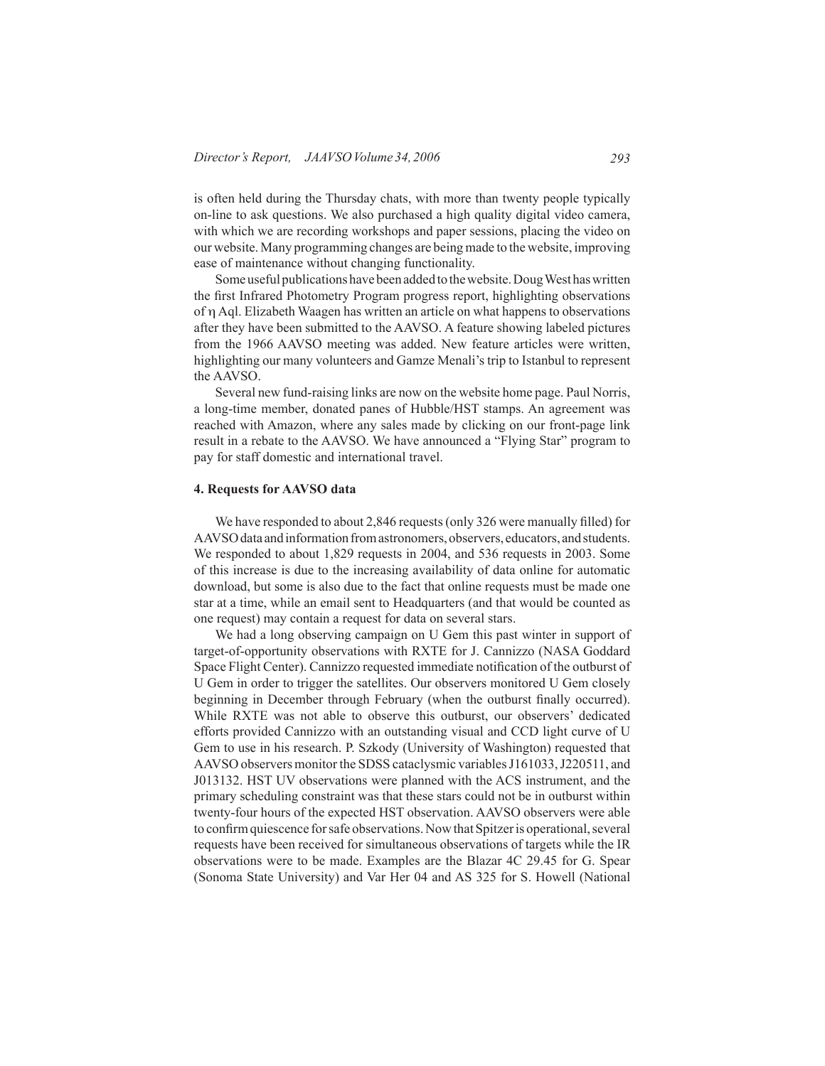is often held during the Thursday chats, with more than twenty people typically on-line to ask questions. We also purchased a high quality digital video camera, with which we are recording workshops and paper sessions, placing the video on our website. Many programming changes are being made to the website, improving ease of maintenance without changing functionality.

Some useful publications have been added to the website. Doug West has written the first Infrared Photometry Program progress report, highlighting observations of $\eta$ Aql. Elizabeth Waagen has written an article on what happens to observations after they have been submitted to the AAVSO. A feature showing labeled pictures from the 1966 AAVSO meeting was added. New feature articles were written, highlighting our many volunteers and Gamze Menali's trip to Istanbul to represent the AAVSO.

Several new fund-raising links are now on the website home page. Paul Norris, a long-time member, donated panes of Hubble/HST stamps. An agreement was reached with Amazon, where any sales made by clicking on our front-page link result in a rebate to the AAVSO. We have announced a "Flying Star" program to pay for staff domestic and international travel.

### 4. Requests for AAVSO data

We have responded to about 2,846 requests (only 326 were manually filled) for AAVSO data and information from astronomers, observers, educators, and students. We responded to about 1,829 requests in 2004, and 536 requests in 2003. Some of this increase is due to the increasing availability of data online for automatic download, but some is also due to the fact that online requests must be made one star at a time, while an email sent to Headquarters (and that would be counted as one request) may contain a request for data on several stars.

We had a long observing campaign on U Gem this past winter in support of target-of-opportunity observations with RXTE for J. Cannizzo (NASA Goddard Space Flight Center). Cannizzo requested immediate notification of the outburst of U Gem in order to trigger the satellites. Our observers monitored U Gem closely beginning in December through February (when the outburst finally occurred). While RXTE was not able to observe this outburst, our observers' dedicated efforts provided Cannizzo with an outstanding visual and CCD light curve of U Gem to use in his research. P. Szkody (University of Washington) requested that AAVSO observers monitor the SDSS cataclysmic variables J161033, J220511, and J013132. HST UV observations were planned with the ACS instrument, and the primary scheduling constraint was that these stars could not be in outburst within twenty-four hours of the expected HST observation. AAVSO observers were able to confirm quiescence for safe observations. Now that Spitzer is operational, several requests have been received for simultaneous observations of targets while the IR observations were to be made. Examples are the Blazar 4C 29.45 for G. Spear (Sonoma State University) and Var Her 04 and AS 325 for S. Howell (National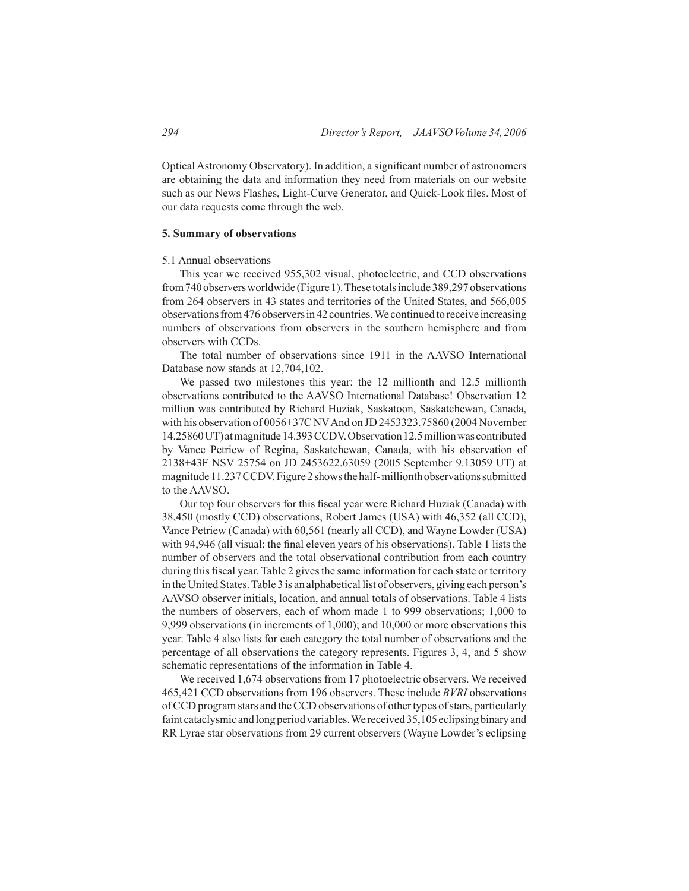Optical Astronomy Observatory). In addition, a significant number of astronomers are obtaining the data and information they need from materials on our website such as our News Flashes, Light-Curve Generator, and Quick-Look files. Most of our data requests come through the web.

## 5. Summary of observations

### 5.1 Annual observations

This year we received 955,302 visual, photoelectric, and CCD observations from 740 observers worldwide (Figure 1). These totals include 389,297 observations from 264 observers in 43 states and territories of the United States, and 566,005 observations from 476 observers in 42 countries. We continued to receive increasing numbers of observations from observers in the southern hemisphere and from observers with CCDs.

The total number of observations since 1911 in the AAVSO International Database now stands at 12,704,102.

We passed two milestones this year: the 12 millionth and 12.5 millionth observations contributed to the AAVSO International Database! Observation 12 million was contributed by Richard Huziak, Saskatoon, Saskatchewan, Canada, with his observation of 0056+37C NV And on JD 2453323.75860 (2004 November 14.25860 UT) at magnitude 14.393 CCDV. Observation 12.5 million was contributed by Vance Petriew of Regina, Saskatchewan, Canada, with his observation of 2138+43F NSV 25754 on JD 2453622.63059 (2005 September 9.13059 UT) at magnitude 11.237 CCDV. Figure 2 shows the half-millionth observations submitted to the AAVSO.

Our top four observers for this fiscal year were Richard Huziak (Canada) with 38,450 (mostly CCD) observations, Robert James (USA) with 46,352 (all CCD), Vance Petriew (Canada) with 60,561 (nearly all CCD), and Wayne Lowder (USA) with 94,946 (all visual; the final eleven years of his observations). Table 1 lists the number of observers and the total observational contribution from each country during this fiscal year. Table 2 gives the same information for each state or territory in the United States. Table 3 is an alphabetical list of observers, giving each person's AAVSO observer initials, location, and annual totals of observations. Table 4 lists the numbers of observers, each of whom made 1 to 999 observations; 1,000 to 9,999 observations (in increments of 1,000); and 10,000 or more observations this year. Table 4 also lists for each category the total number of observations and the percentage of all observations the category represents. Figures 3, 4, and 5 show schematic representations of the information in Table 4.

We received 1,674 observations from 17 photoelectric observers. We received 465,421 CCD observations from 196 observers. These include *BVRI* observations of CCD program stars and the CCD observations of other types of stars, particularly faint cataclysmic and long period variables. We received 35,105 eclipsing binary and RR Lyrae star observations from 29 current observers (Wayne Lowder's eclipsing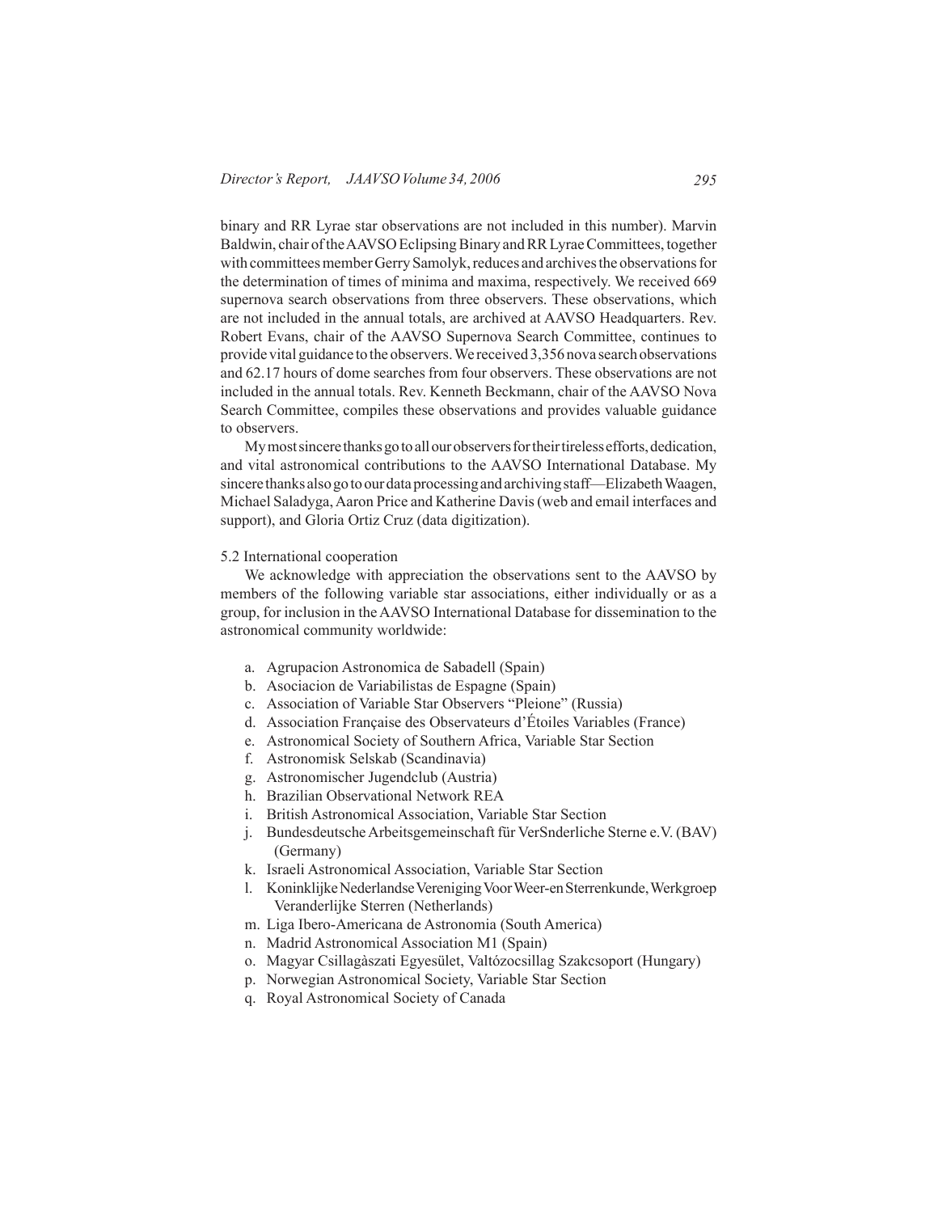binary and RR Lyrae star observations are not included in this number). Marvin Baldwin, chair of the AAVSO Eclipsing Binary and RR Lyrae Committees, together with committees member Gerry Samolyk, reduces and archives the observations for the determination of times of minima and maxima, respectively. We received 669 supernova search observations from three observers. These observations, which are not included in the annual totals, are archived at AAVSO Headquarters. Rev. Robert Evans, chair of the AAVSO Supernova Search Committee, continues to provide vital guidance to the observers. We received 3,356 nova search observations and 62.17 hours of dome searches from four observers. These observations are not included in the annual totals. Rev. Kenneth Beckmann, chair of the AAVSO Nova Search Committee, compiles these observations and provides valuable guidance to observers.

My most sincere thanks go to all our observers for their tireless efforts, dedication, and vital astronomical contributions to the AAVSO International Database. My sincere thanks also go to our data processing and archiving staff—Elizabeth Waagen, Michael Saladyga, Aaron Price and Katherine Davis (web and email interfaces and support), and Gloria Ortiz Cruz (data digitization).

5.2 International cooperation

We acknowledge with appreciation the observations sent to the AAVSO by members of the following variable star associations, either individually or as a group, for inclusion in the AAVSO International Database for dissemination to the astronomical community worldwide:

a. Agrupacion Astronomica de Sabadell (Spain)
b. Asociacion de Variabilistas de Espagne (Spain)
c. Association of Variable Star Observers "Pleione" (Russia)
d. Association Française des Observateurs d'Étoiles Variables (France)
e. Astronomical Society of Southern Africa, Variable Star Section
f. Astronomisk Selskab (Scandinavia)
g. Astronomischer Jugendclub (Austria)
h. Brazilian Observational Network REA
i. British Astronomical Association, Variable Star Section
j. Bundesdeutsche Arbeitsgemeinschaft für VerSnderliche Sterne e.V. (BAV) (Germany)
k. Israeli Astronomical Association, Variable Star Section
l. Koninklijke Nederlandse Vereniging Voor Weer-en Sterrenkunde, Werkgroep Veranderlijke Sterren (Netherlands)
m. Liga Ibero-Americana de Astronomia (South America)
n. Madrid Astronomical Association M1 (Spain)
o. Magyar Csillagàszati Egyesület, Valtózocsillag Szakcsoport (Hungary)
p. Norwegian Astronomical Society, Variable Star Section
q. Royal Astronomical Society of Canada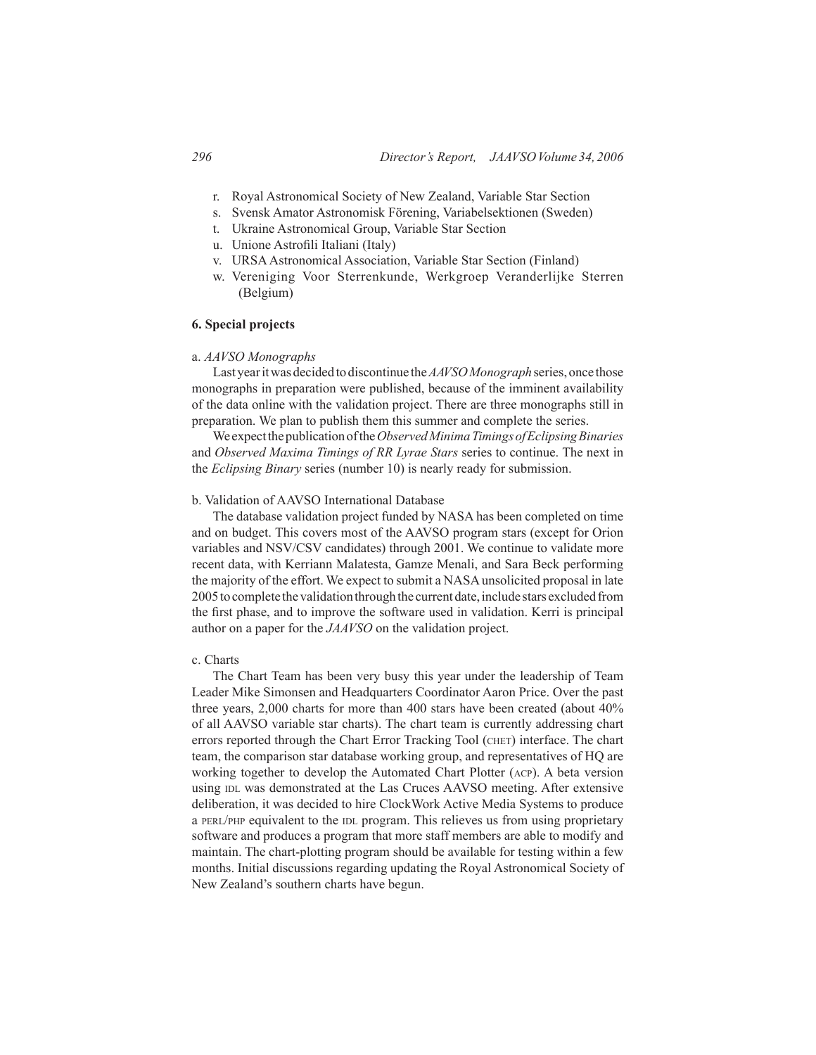r. Royal Astronomical Society of New Zealand, Variable Star Section
s. Svensk Amator Astronomisk Förening, Variabelsektionen (Sweden)
t. Ukraine Astronomical Group, Variable Star Section
u. Unione Astrofili Italiani (Italy)
v. URSA Astronomical Association, Variable Star Section (Finland)
w. Vereniging Voor Sterrenkunde, Werkgroep Veranderlijke Sterren (Belgium)

### 6. Special projects

a. *AAVSO Monographs*

Last year it was decided to discontinue the *AAVSO Monograph* series, once those monographs in preparation were published, because of the imminent availability of the data online with the validation project. There are three monographs still in preparation. We plan to publish them this summer and complete the series.

We expect the publication of the *Observed Minima Timings of Eclipsing Binaries* and *Observed Maxima Timings of RR Lyrae Stars* series to continue. The next in the *Eclipsing Binary* series (number 10) is nearly ready for submission.

b. Validation of AAVSO International Database

The database validation project funded by NASA has been completed on time and on budget. This covers most of the AAVSO program stars (except for Orion variables and NSV/CSV candidates) through 2001. We continue to validate more recent data, with Kerriann Malatesta, Gamze Menali, and Sara Beck performing the majority of the effort. We expect to submit a NASA unsolicited proposal in late 2005 to complete the validation through the current date, include stars excluded from the first phase, and to improve the software used in validation. Kerri is principal author on a paper for the *JAAVSO* on the validation project.

c. Charts

The Chart Team has been very busy this year under the leadership of Team Leader Mike Simonsen and Headquarters Coordinator Aaron Price. Over the past three years, 2,000 charts for more than 400 stars have been created (about 40% of all AAVSO variable star charts). The chart team is currently addressing chart errors reported through the Chart Error Tracking Tool (CHET) interface. The chart team, the comparison star database working group, and representatives of HQ are working together to develop the Automated Chart Plotter (ACP). A beta version using IDL was demonstrated at the Las Cruces AAVSO meeting. After extensive deliberation, it was decided to hire ClockWork Active Media Systems to produce a PERL/PHP equivalent to the IDL program. This relieves us from using proprietary software and produces a program that more staff members are able to modify and maintain. The chart-plotting program should be available for testing within a few months. Initial discussions regarding updating the Royal Astronomical Society of New Zealand's southern charts have begun.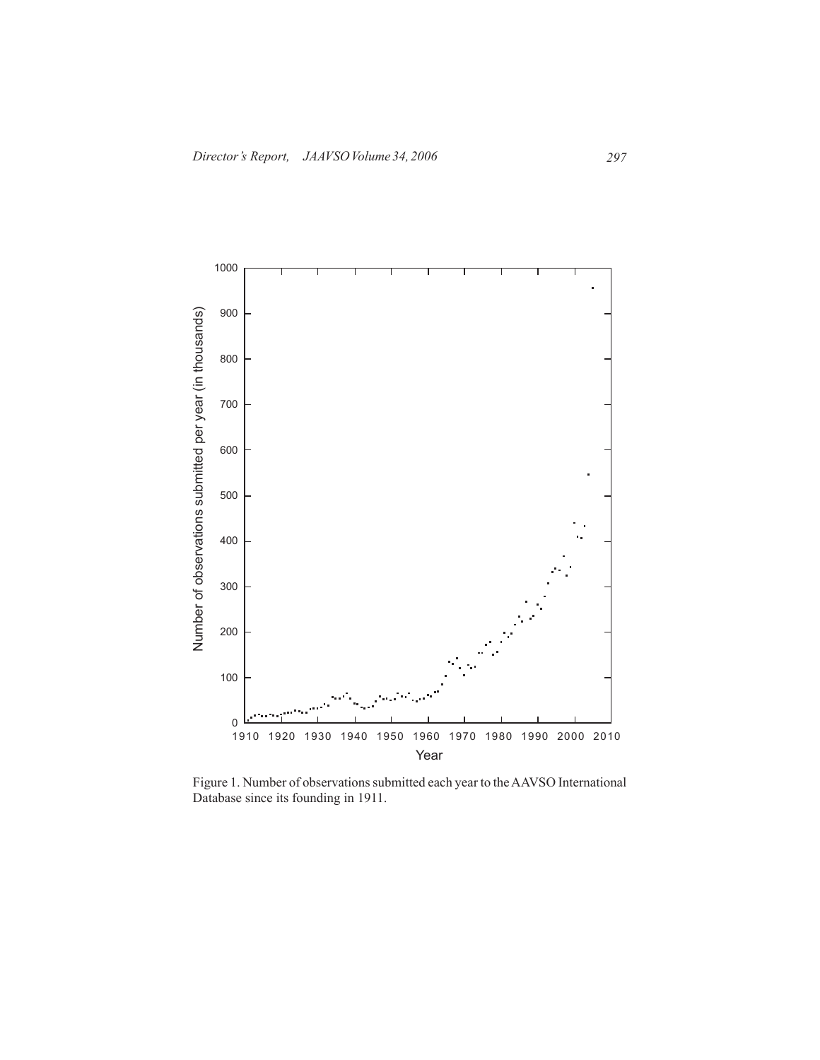Figure 1. Number of observations submitted each year to the AAVSO International Database since its founding in 1911.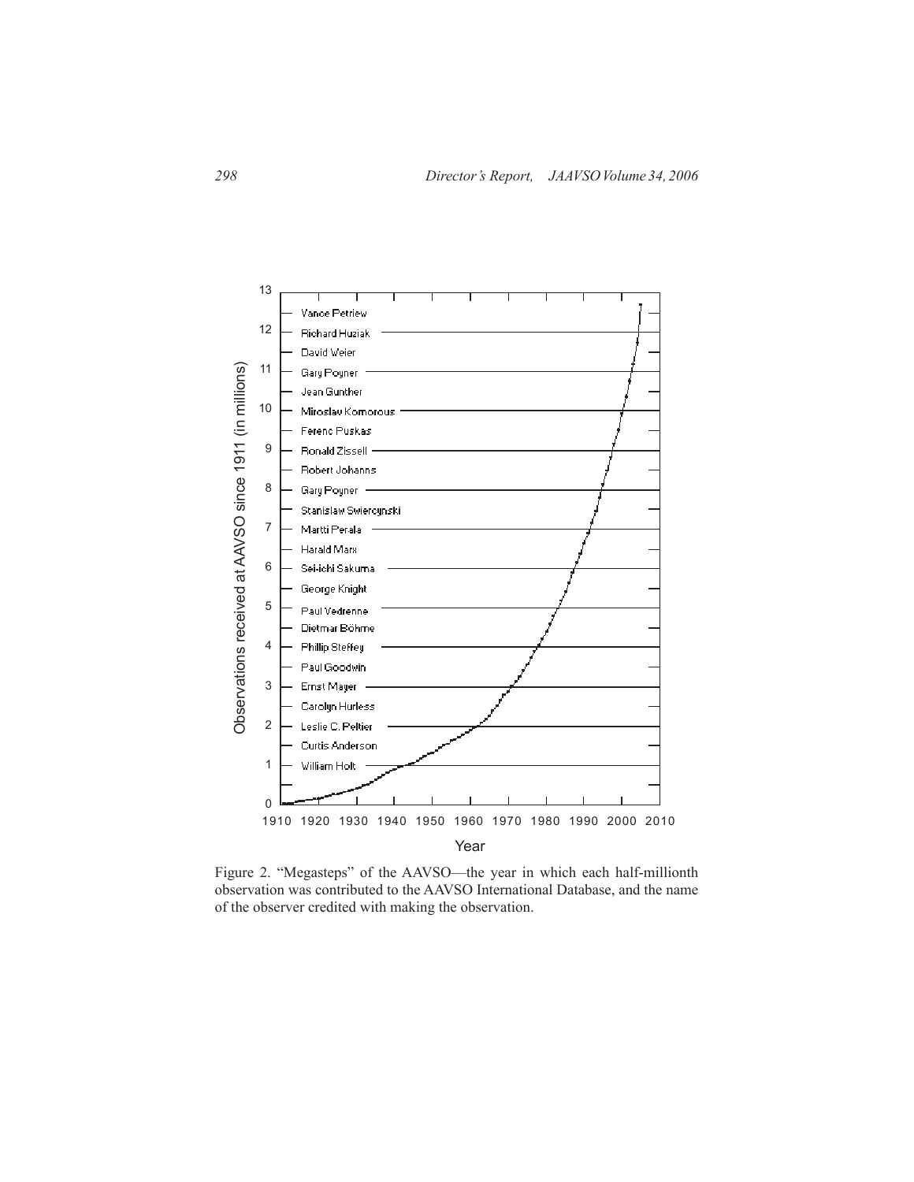Figure 2. "Megasteps" of the AAVSO—the year in which each half-millionth observation was contributed to the AAVSO International Database, and the name of the observer credited with making the observation.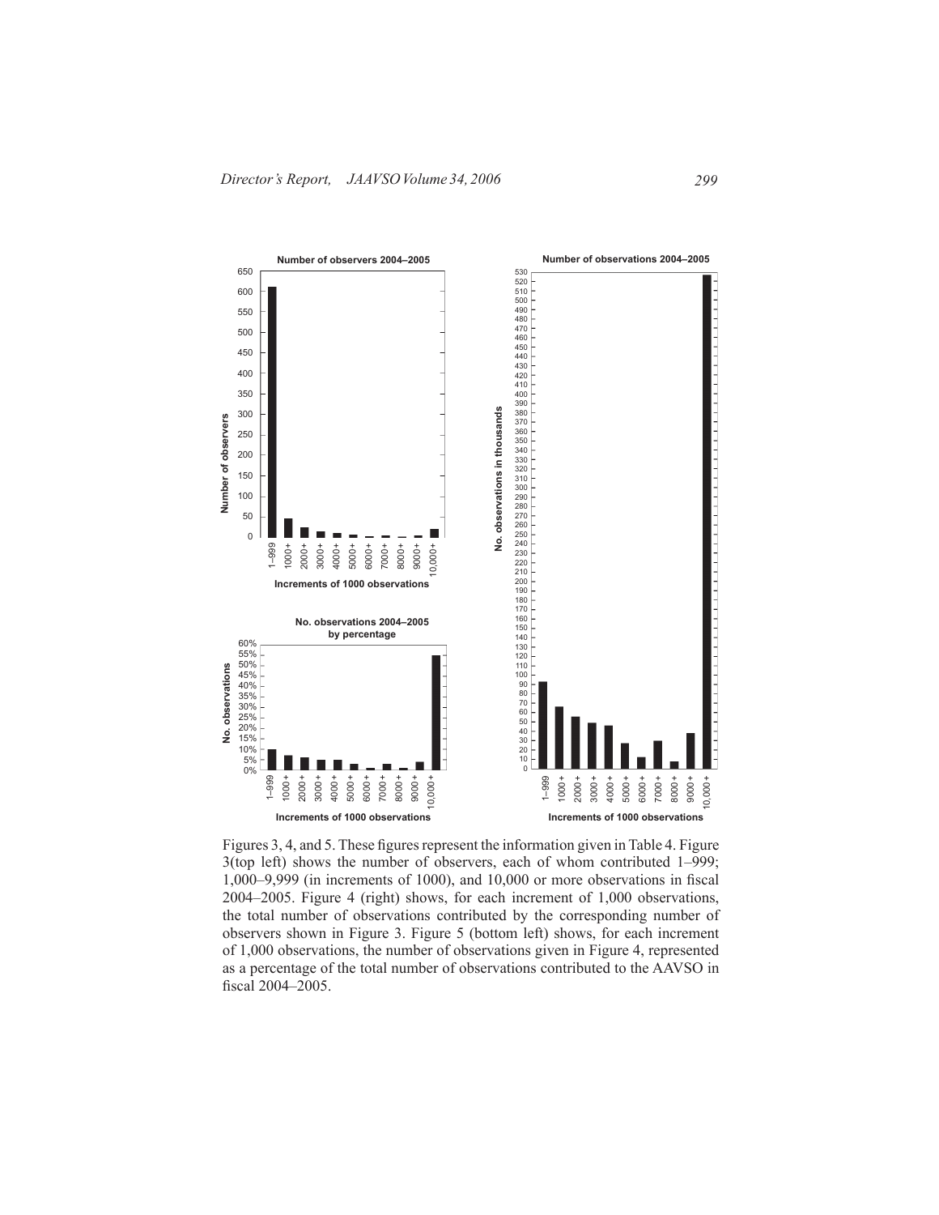Figures 3, 4, and 5. These figures represent the information given in Table 4. Figure 3(top left) shows the number of observers, each of whom contributed 1–999; 1,000–9,999 (in increments of 1000), and 10,000 or more observations in fiscal 2004–2005. Figure 4 (right) shows, for each increment of 1,000 observations, the total number of observations contributed by the corresponding number of observers shown in Figure 3. Figure 5 (bottom left) shows, for each increment of 1,000 observations, the number of observations given in Figure 4, represented as a percentage of the total number of observations contributed to the AAVSO in fiscal 2004–2005.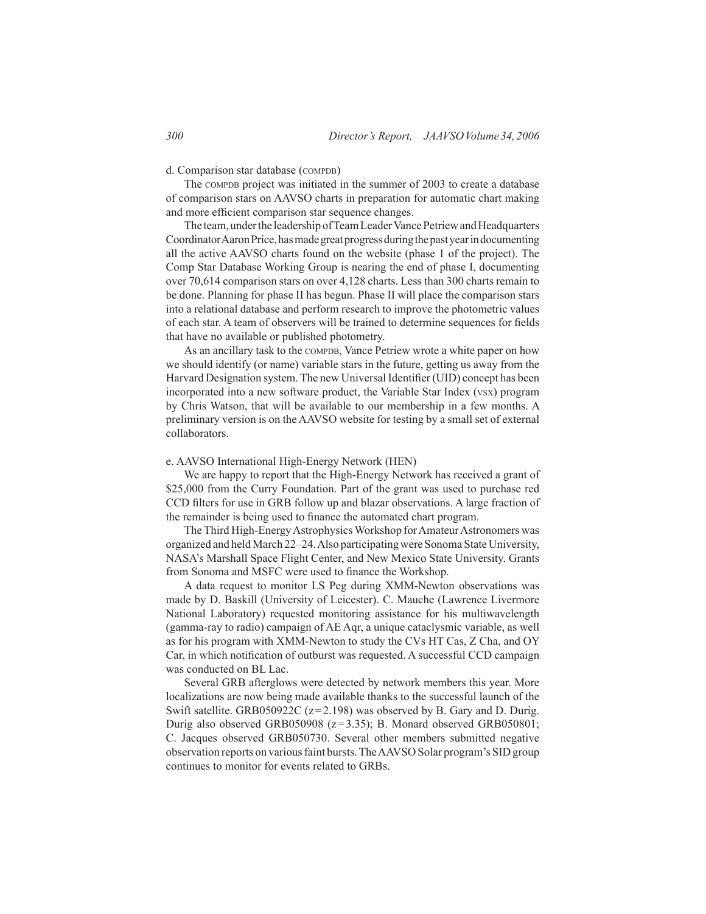d. Comparison star database (COMPDB)

The COMPDB project was initiated in the summer of 2003 to create a database of comparison stars on AAVSO charts in preparation for automatic chart making and more efficient comparison star sequence changes.

The team, under the leadership of Team Leader Vance Petriew and Headquarters Coordinator Aaron Price, has made great progress during the past year in documenting all the active AAVSO charts found on the website (phase 1 of the project). The Comp Star Database Working Group is nearing the end of phase I, documenting over 70,614 comparison stars on over 4,128 charts. Less than 300 charts remain to be done. Planning for phase II has begun. Phase II will place the comparison stars into a relational database and perform research to improve the photometric values of each star. A team of observers will be trained to determine sequences for fields that have no available or published photometry.

As an ancillary task to the COMPDB, Vance Petriew wrote a white paper on how we should identify (or name) variable stars in the future, getting us away from the Harvard Designation system. The new Universal Identifier (UID) concept has been incorporated into a new software product, the Variable Star Index (VSX) program by Chris Watson, that will be available to our membership in a few months. A preliminary version is on the AAVSO website for testing by a small set of external collaborators.

e. AAVSO International High-Energy Network (HEN)

We are happy to report that the High-Energy Network has received a grant of \$25,000 from the Curry Foundation. Part of the grant was used to purchase red CCD filters for use in GRB follow up and blazar observations. A large fraction of the remainder is being used to finance the automated chart program.

The Third High-Energy Astrophysics Workshop for Amateur Astronomers was organized and held March 22–24. Also participating were Sonoma State University, NASA's Marshall Space Flight Center, and New Mexico State University. Grants from Sonoma and MSFC were used to finance the Workshop.

A data request to monitor LS Peg during XMM-Newton observations was made by D. Baskill (University of Leicester). C. Mauche (Lawrence Livermore National Laboratory) requested monitoring assistance for his multiwavelength (gamma-ray to radio) campaign of AE Aqr, a unique cataclysmic variable, as well as for his program with XMM-Newton to study the CVs HT Cas, Z Cha, and OY Car, in which notification of outburst was requested. A successful CCD campaign was conducted on BL Lac.

Several GRB afterglows were detected by network members this year. More localizations are now being made available thanks to the successful launch of the Swift satellite. GRB050922C ($z = 2.198$) was observed by B. Gary and D. Durig. Durig also observed GRB050908 ($z = 3.35$); B. Monard observed GRB050801; C. Jacques observed GRB050730. Several other members submitted negative observation reports on various faint bursts. The AAVSO Solar program's SID group continues to monitor for events related to GRBs.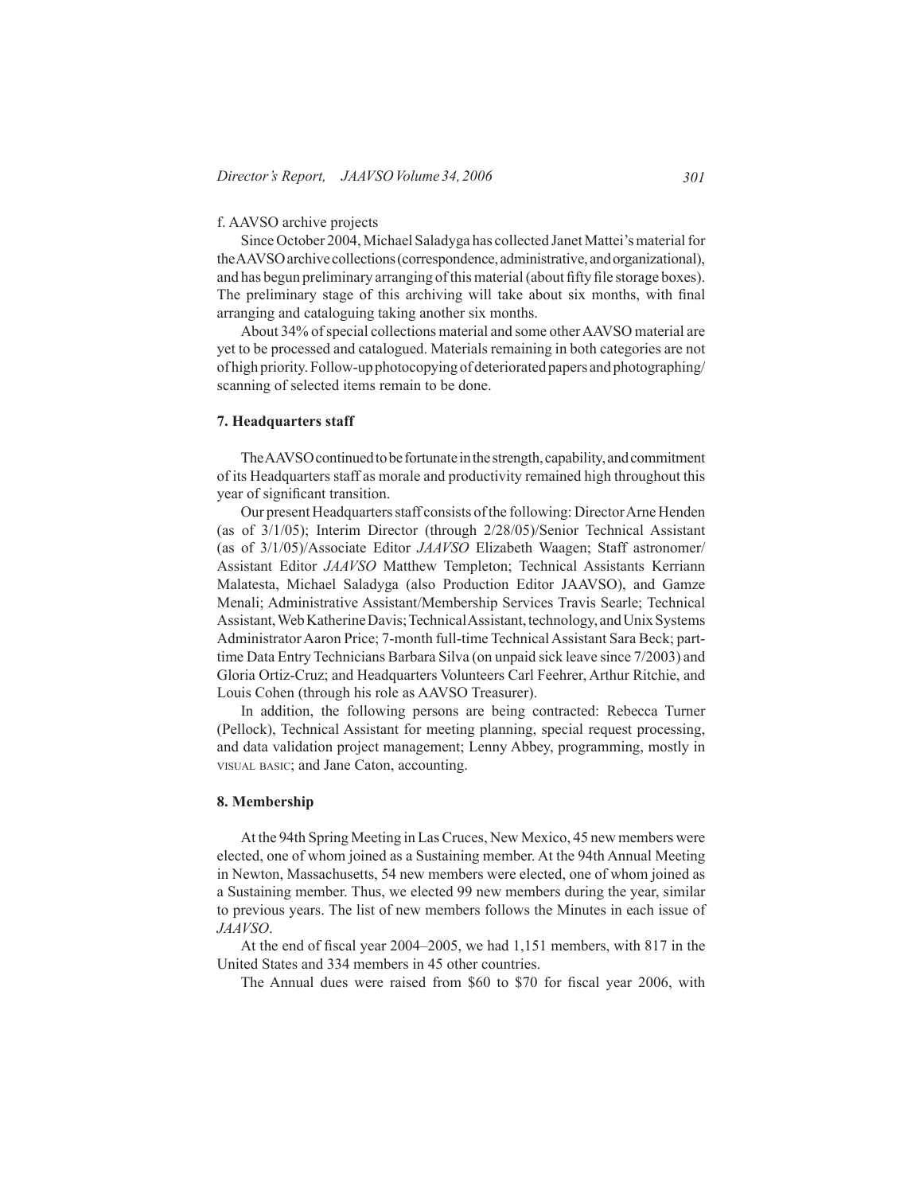f. AAVSO archive projects

Since October 2004, Michael Saladyga has collected Janet Mattei's material for the AAVSO archive collections (correspondence, administrative, and organizational), and has begun preliminary arranging of this material (about fifty file storage boxes). The preliminary stage of this archiving will take about six months, with final arranging and cataloguing taking another six months.

About 34% of special collections material and some other AAVSO material are yet to be processed and catalogued. Materials remaining in both categories are not of high priority. Follow-up photocopying of deteriorated papers and photographing/scanning of selected items remain to be done.

### 7. Headquarters staff

The AAVSO continued to be fortunate in the strength, capability, and commitment of its Headquarters staff as morale and productivity remained high throughout this year of significant transition.

Our present Headquarters staff consists of the following: Director Arne Henden (as of 3/1/05); Interim Director (through 2/28/05)/Senior Technical Assistant (as of 3/1/05)/Associate Editor *JAAVSO* Elizabeth Waagen; Staff astronomer/Assistant Editor *JAAVSO* Matthew Templeton; Technical Assistants Kerriann Malatesta, Michael Saladyga (also Production Editor JAAVSO), and Gamze Menali; Administrative Assistant/Membership Services Travis Searle; Technical Assistant, Web Katherine Davis; Technical Assistant, technology, and Unix Systems Administrator Aaron Price; 7-month full-time Technical Assistant Sara Beck; part-time Data Entry Technicians Barbara Silva (on unpaid sick leave since 7/2003) and Gloria Ortiz-Cruz; and Headquarters Volunteers Carl Feehrer, Arthur Ritchie, and Louis Cohen (through his role as AAVSO Treasurer).

In addition, the following persons are being contracted: Rebecca Turner (Pellock), Technical Assistant for meeting planning, special request processing, and data validation project management; Lenny Abbey, programming, mostly in VISUAL BASIC; and Jane Caton, accounting.

### 8. Membership

At the 94th Spring Meeting in Las Cruces, New Mexico, 45 new members were elected, one of whom joined as a Sustaining member. At the 94th Annual Meeting in Newton, Massachusetts, 54 new members were elected, one of whom joined as a Sustaining member. Thus, we elected 99 new members during the year, similar to previous years. The list of new members follows the Minutes in each issue of *JAAVSO*.

At the end of fiscal year 2004–2005, we had 1,151 members, with 817 in the United States and 334 members in 45 other countries.

The Annual dues were raised from $60 to $70 for fiscal year 2006, with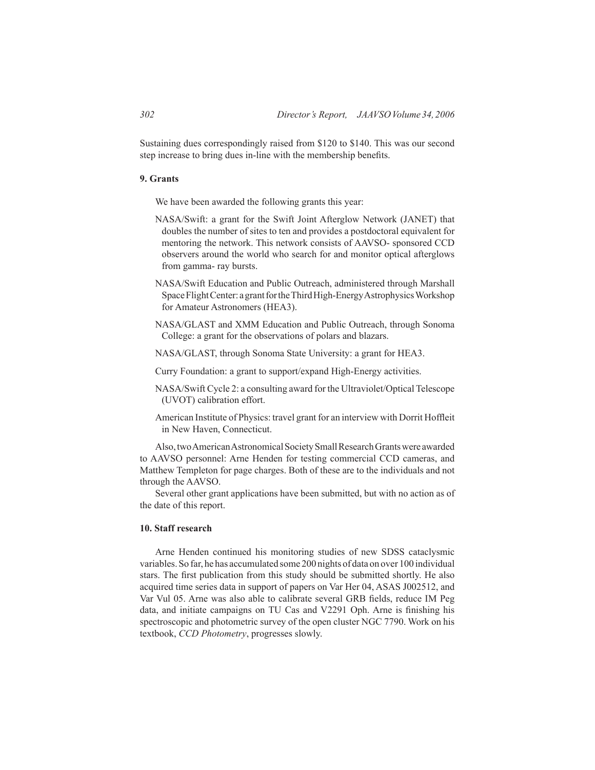Sustaining dues correspondingly raised from $120 to $140. This was our second step increase to bring dues in-line with the membership benefits.

### 9. Grants

We have been awarded the following grants this year:

NASA/Swift: a grant for the Swift Joint Afterglow Network (JANET) that doubles the number of sites to ten and provides a postdoctoral equivalent for mentoring the network. This network consists of AAVSO- sponsored CCD observers around the world who search for and monitor optical afterglows from gamma- ray bursts.

NASA/Swift Education and Public Outreach, administered through Marshall Space Flight Center: a grant for the Third High-Energy Astrophysics Workshop for Amateur Astronomers (HEA3).

NASA/GLAST and XMM Education and Public Outreach, through Sonoma College: a grant for the observations of polars and blazars.

NASA/GLAST, through Sonoma State University: a grant for HEA3.

Curry Foundation: a grant to support/expand High-Energy activities.

NASA/Swift Cycle 2: a consulting award for the Ultraviolet/Optical Telescope (UVOT) calibration effort.

American Institute of Physics: travel grant for an interview with Dorrit Hoffleit in New Haven, Connecticut.

Also, two American Astronomical Society Small Research Grants were awarded to AAVSO personnel: Arne Henden for testing commercial CCD cameras, and Matthew Templeton for page charges. Both of these are to the individuals and not through the AAVSO.

Several other grant applications have been submitted, but with no action as of the date of this report.

### 10. Staff research

Arne Henden continued his monitoring studies of new SDSS cataclysmic variables. So far, he has accumulated some 200 nights of data on over 100 individual stars. The first publication from this study should be submitted shortly. He also acquired time series data in support of papers on Var Her 04, ASAS J002512, and Var Vul 05. Arne was also able to calibrate several GRB fields, reduce IM Peg data, and initiate campaigns on TU Cas and V2291 Oph. Arne is finishing his spectroscopic and photometric survey of the open cluster NGC 7790. Work on his textbook, *CCD Photometry*, progresses slowly.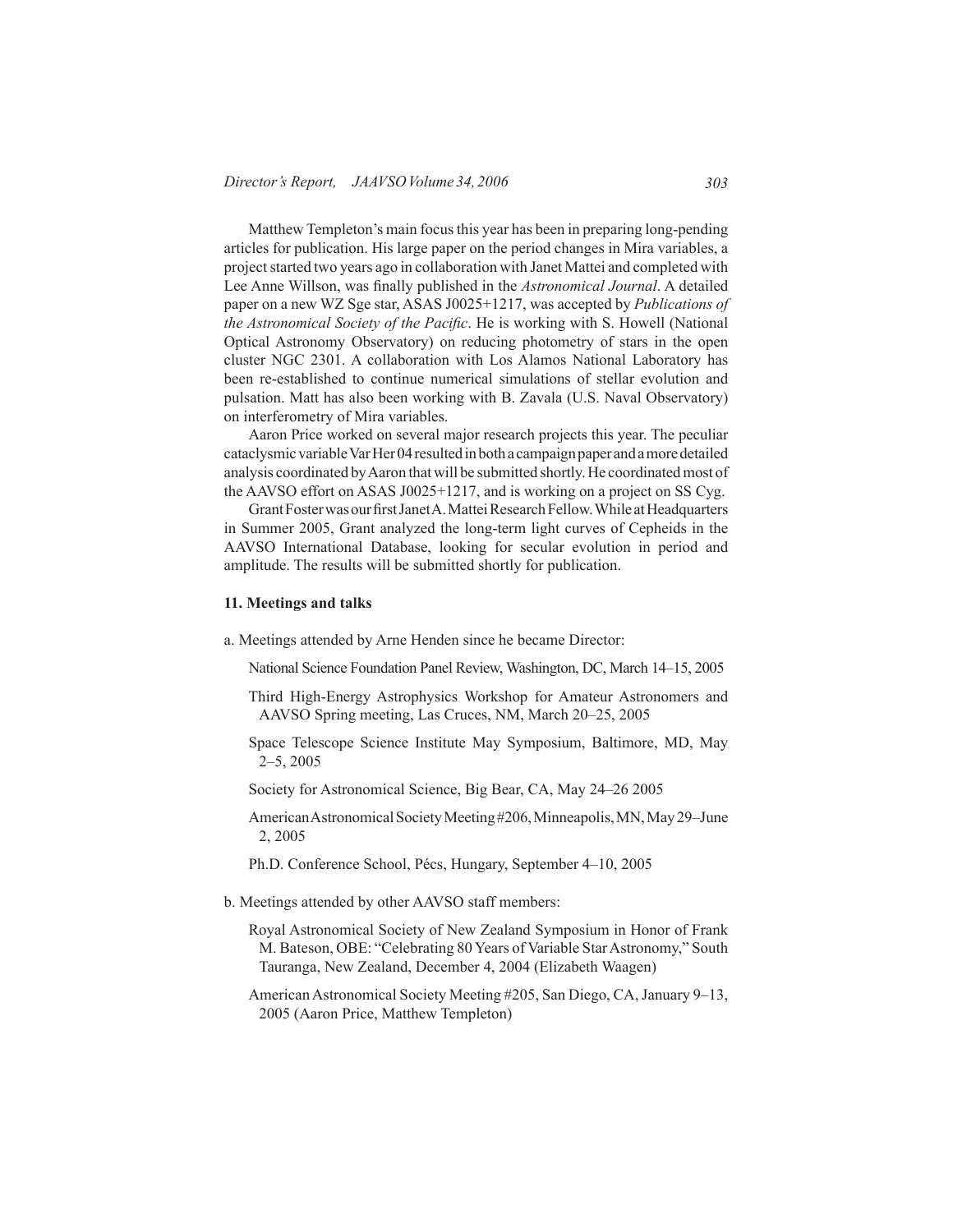Matthew Templeton's main focus this year has been in preparing long-pending articles for publication. His large paper on the period changes in Mira variables, a project started two years ago in collaboration with Janet Mattei and completed with Lee Anne Willson, was finally published in the *Astronomical Journal*. A detailed paper on a new WZ Sge star, ASAS J0025+1217, was accepted by *Publications of the Astronomical Society of the Pacific*. He is working with S. Howell (National Optical Astronomy Observatory) on reducing photometry of stars in the open cluster NGC 2301. A collaboration with Los Alamos National Laboratory has been re-established to continue numerical simulations of stellar evolution and pulsation. Matt has also been working with B. Zavala (U.S. Naval Observatory) on interferometry of Mira variables.

Aaron Price worked on several major research projects this year. The peculiar cataclysmic variable Var Her 04 resulted in both a campaign paper and a more detailed analysis coordinated by Aaron that will be submitted shortly. He coordinated most of the AAVSO effort on ASAS J0025+1217, and is working on a project on SS Cyg.

Grant Foster was our first Janet A. Mattei Research Fellow. While at Headquarters in Summer 2005, Grant analyzed the long-term light curves of Cepheids in the AAVSO International Database, looking for secular evolution in period and amplitude. The results will be submitted shortly for publication.

### 11. Meetings and talks

a. Meetings attended by Arne Henden since he became Director:

- National Science Foundation Panel Review, Washington, DC, March 14–15, 2005
- Third High-Energy Astrophysics Workshop for Amateur Astronomers and AAVSO Spring meeting, Las Cruces, NM, March 20–25, 2005
- Space Telescope Science Institute May Symposium, Baltimore, MD, May 2–5, 2005
- Society for Astronomical Science, Big Bear, CA, May 24–26 2005
- American Astronomical Society Meeting #206, Minneapolis, MN, May 29–June 2, 2005
- Ph.D. Conference School, Pécs, Hungary, September 4–10, 2005

b. Meetings attended by other AAVSO staff members:

- Royal Astronomical Society of New Zealand Symposium in Honor of Frank M. Bateson, OBE: "Celebrating 80 Years of Variable Star Astronomy," South Tauranga, New Zealand, December 4, 2004 (Elizabeth Waagen)
- American Astronomical Society Meeting #205, San Diego, CA, January 9–13, 2005 (Aaron Price, Matthew Templeton)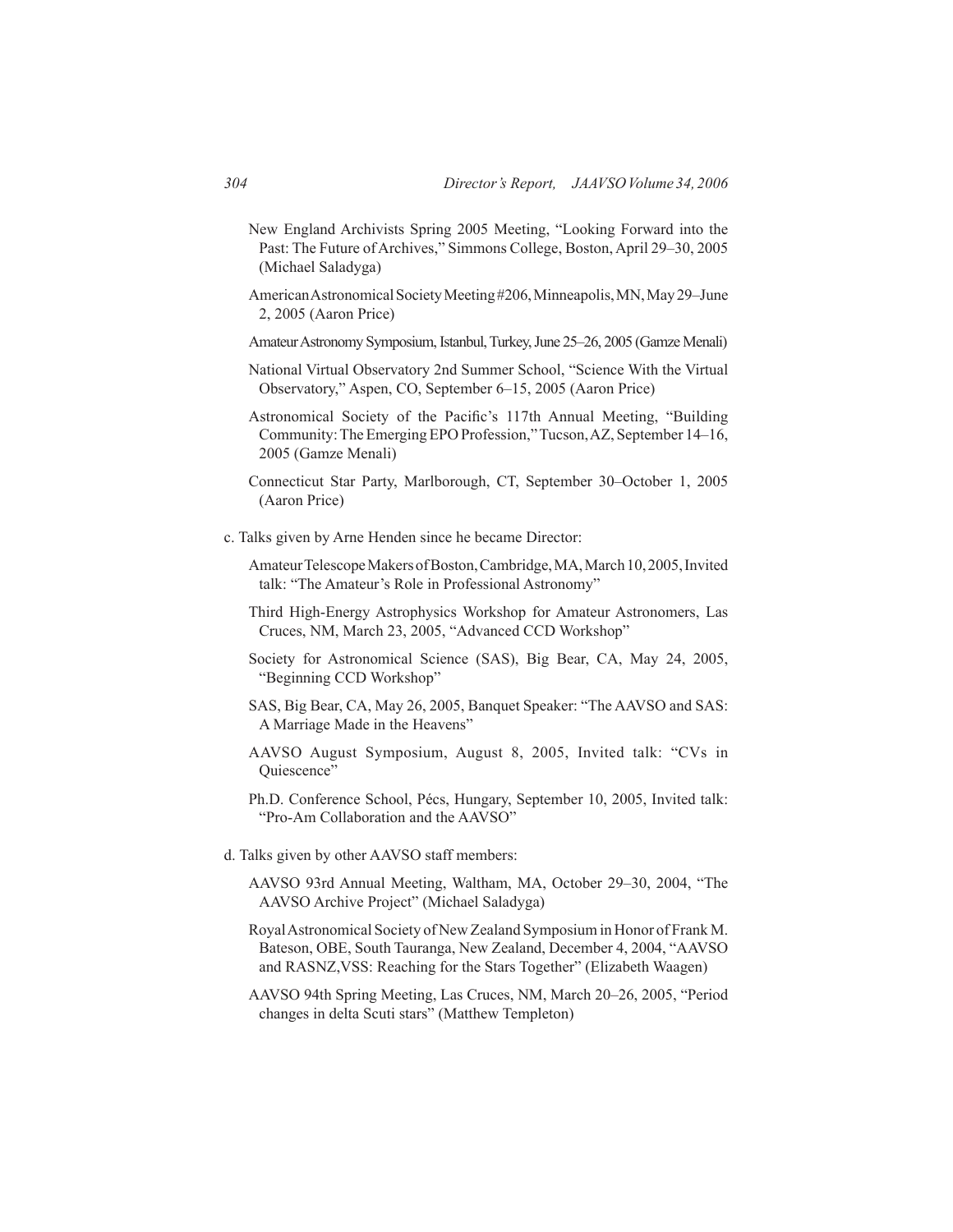New England Archivists Spring 2005 Meeting, "Looking Forward into the Past: The Future of Archives," Simmons College, Boston, April 29–30, 2005 (Michael Saladyga)

American Astronomical Society Meeting #206, Minneapolis, MN, May 29–June 2, 2005 (Aaron Price)

Amateur Astronomy Symposium, Istanbul, Turkey, June 25–26, 2005 (Gamze Menali)

National Virtual Observatory 2nd Summer School, "Science With the Virtual Observatory," Aspen, CO, September 6–15, 2005 (Aaron Price)

Astronomical Society of the Pacific's 117th Annual Meeting, "Building Community: The Emerging EPO Profession," Tucson, AZ, September 14–16, 2005 (Gamze Menali)

Connecticut Star Party, Marlborough, CT, September 30–October 1, 2005 (Aaron Price)

c. Talks given by Arne Henden since he became Director:

Amateur Telescope Makers of Boston, Cambridge, MA, March 10, 2005, Invited talk: "The Amateur's Role in Professional Astronomy"

Third High-Energy Astrophysics Workshop for Amateur Astronomers, Las Cruces, NM, March 23, 2005, "Advanced CCD Workshop"

Society for Astronomical Science (SAS), Big Bear, CA, May 24, 2005, "Beginning CCD Workshop"

SAS, Big Bear, CA, May 26, 2005, Banquet Speaker: "The AAVSO and SAS: A Marriage Made in the Heavens"

AAVSO August Symposium, August 8, 2005, Invited talk: "CVs in Quiescence"

Ph.D. Conference School, Pécs, Hungary, September 10, 2005, Invited talk: "Pro-Am Collaboration and the AAVSO"

d. Talks given by other AAVSO staff members:

AAVSO 93rd Annual Meeting, Waltham, MA, October 29–30, 2004, "The AAVSO Archive Project" (Michael Saladyga)

Royal Astronomical Society of New Zealand Symposium in Honor of Frank M. Bateson, OBE, South Tauranga, New Zealand, December 4, 2004, "AAVSO and RASNZ,VSS: Reaching for the Stars Together" (Elizabeth Waagen)

AAVSO 94th Spring Meeting, Las Cruces, NM, March 20–26, 2005, "Period changes in delta Scuti stars" (Matthew Templeton)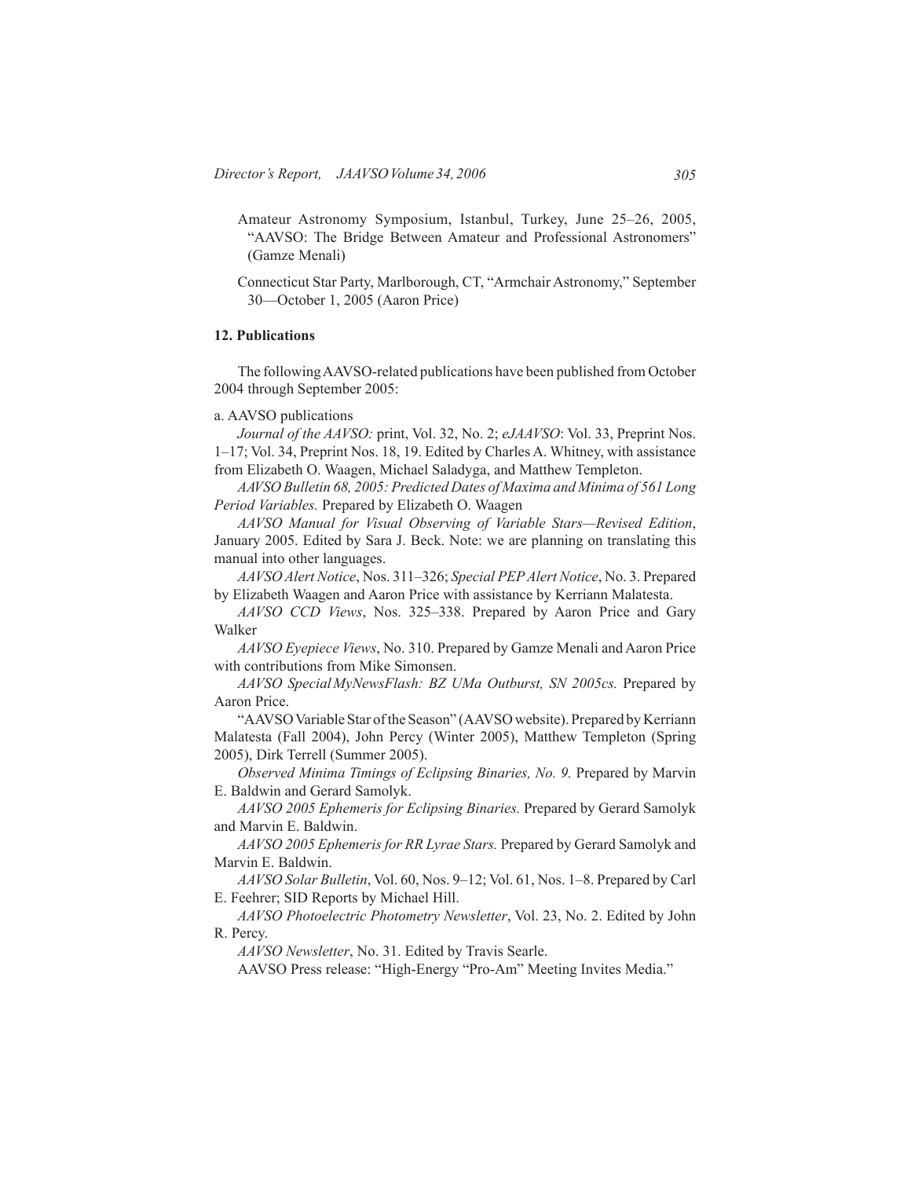Amateur Astronomy Symposium, Istanbul, Turkey, June 25–26, 2005, "AAVSO: The Bridge Between Amateur and Professional Astronomers" (Gamze Menali)

Connecticut Star Party, Marlborough, CT, "Armchair Astronomy," September 30—October 1, 2005 (Aaron Price)

**12. Publications**

The following AAVSO-related publications have been published from October 2004 through September 2005:

a. AAVSO publications

*Journal of the AAVSO:* print, Vol. 32, No. 2; *eJAAVSO*: Vol. 33, Preprint Nos. 1–17; Vol. 34, Preprint Nos. 18, 19. Edited by Charles A. Whitney, with assistance from Elizabeth O. Waagen, Michael Saladyga, and Matthew Templeton.

*AAVSO Bulletin 68, 2005: Predicted Dates of Maxima and Minima of 561 Long Period Variables.* Prepared by Elizabeth O. Waagen

*AAVSO Manual for Visual Observing of Variable Stars—Revised Edition*, January 2005. Edited by Sara J. Beck. Note: we are planning on translating this manual into other languages.

*AAVSO Alert Notice*, Nos. 311–326; *Special PEP Alert Notice*, No. 3. Prepared by Elizabeth Waagen and Aaron Price with assistance by Kerriann Malatesta.

*AAVSO CCD Views*, Nos. 325–338. Prepared by Aaron Price and Gary Walker

*AAVSO Eyepiece Views*, No. 310. Prepared by Gamze Menali and Aaron Price with contributions from Mike Simonsen.

*AAVSO Special MyNewsFlash: BZ UMa Outburst, SN 2005cs.* Prepared by Aaron Price.

"AAVSO Variable Star of the Season" (AAVSO website). Prepared by Kerriann Malatesta (Fall 2004), John Percy (Winter 2005), Matthew Templeton (Spring 2005), Dirk Terrell (Summer 2005).

*Observed Minima Timings of Eclipsing Binaries, No. 9.* Prepared by Marvin E. Baldwin and Gerard Samolyk.

*AAVSO 2005 Ephemeris for Eclipsing Binaries.* Prepared by Gerard Samolyk and Marvin E. Baldwin.

*AAVSO 2005 Ephemeris for RR Lyrae Stars.* Prepared by Gerard Samolyk and Marvin E. Baldwin.

*AAVSO Solar Bulletin*, Vol. 60, Nos. 9–12; Vol. 61, Nos. 1–8. Prepared by Carl E. Feehrer; SID Reports by Michael Hill.

*AAVSO Photoelectric Photometry Newsletter*, Vol. 23, No. 2. Edited by John R. Percy.

*AAVSO Newsletter*, No. 31. Edited by Travis Searle.

AAVSO Press release: "High-Energy "Pro-Am" Meeting Invites Media."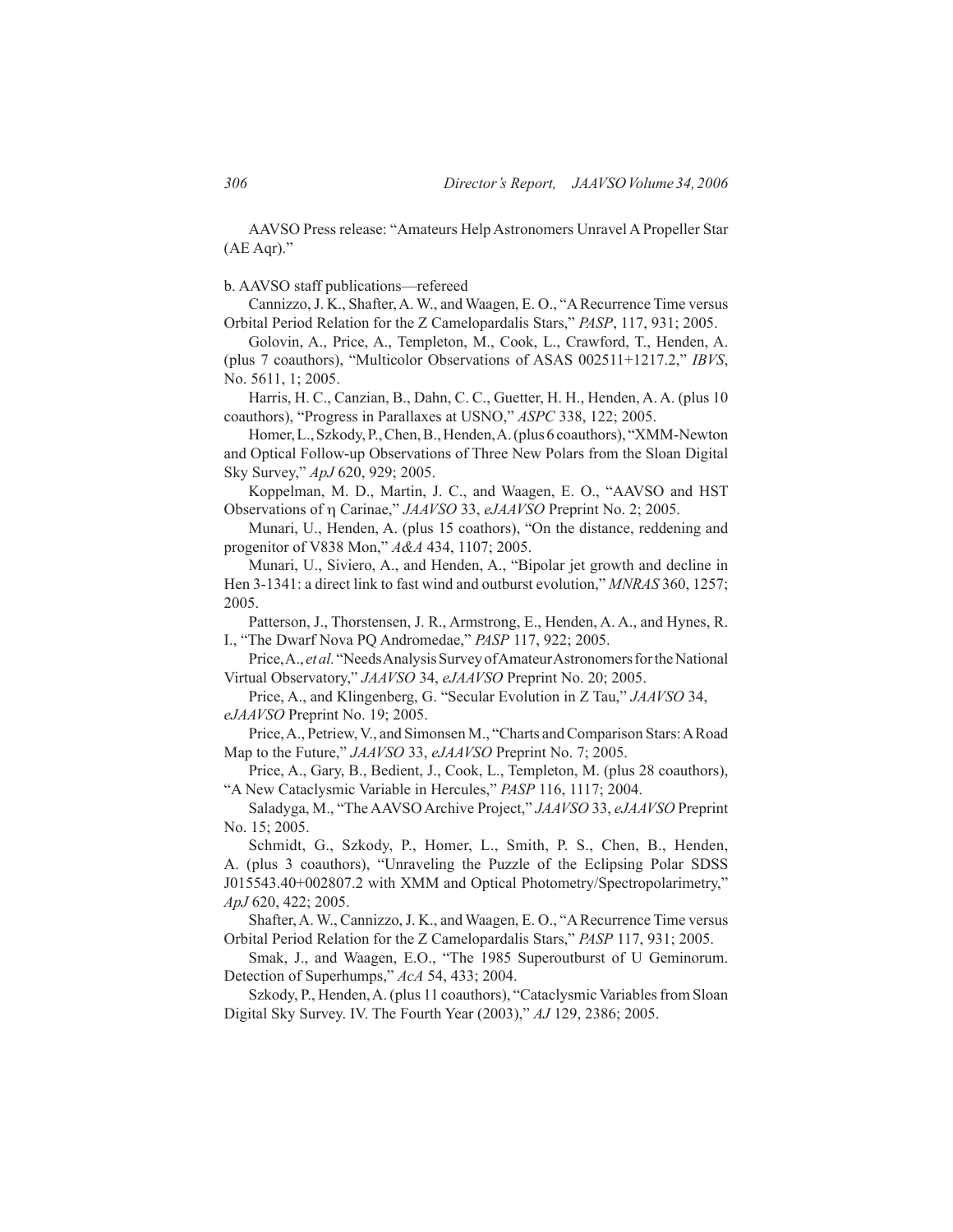AAVSO Press release: "Amateurs Help Astronomers Unravel A Propeller Star (AE Aqr)."

b. AAVSO staff publications—refereed

Cannizzo, J. K., Shafter, A. W., and Waagen, E. O., "A Recurrence Time versus Orbital Period Relation for the Z Camelopardalis Stars," *PASP*, 117, 931; 2005.

Golovin, A., Price, A., Templeton, M., Cook, L., Crawford, T., Henden, A. (plus 7 coauthors), "Multicolor Observations of ASAS 002511+1217.2," *IBVS*, No. 5611, 1; 2005.

Harris, H. C., Canzian, B., Dahn, C. C., Guetter, H. H., Henden, A. A. (plus 10 coauthors), "Progress in Parallaxes at USNO," *ASPC* 338, 122; 2005.

Homer, L., Szkody, P., Chen, B., Henden, A. (plus 6 coauthors), "XMM-Newton and Optical Follow-up Observations of Three New Polars from the Sloan Digital Sky Survey," *ApJ* 620, 929; 2005.

Koppelman, M. D., Martin, J. C., and Waagen, E. O., "AAVSO and HST Observations of η Carinae," *JAAVSO* 33, *eJAAVSO* Preprint No. 2; 2005.

Munari, U., Henden, A. (plus 15 coathors), "On the distance, reddening and progenitor of V838 Mon," *A&A* 434, 1107; 2005.

Munari, U., Siviero, A., and Henden, A., "Bipolar jet growth and decline in Hen 3-1341: a direct link to fast wind and outburst evolution," *MNRAS* 360, 1257; 2005.

Patterson, J., Thorstensen, J. R., Armstrong, E., Henden, A. A., and Hynes, R. I., "The Dwarf Nova PQ Andromedae," *PASP* 117, 922; 2005.

Price, A., *et al.* "Needs Analysis Survey of Amateur Astronomers for the National Virtual Observatory," *JAAVSO* 34, *eJAAVSO* Preprint No. 20; 2005.

Price, A., and Klingenberg, G. "Secular Evolution in Z Tau," *JAAVSO* 34, *eJAAVSO* Preprint No. 19; 2005.

Price, A., Petriew, V., and Simonsen M., "Charts and Comparison Stars: A Road Map to the Future," *JAAVSO* 33, *eJAAVSO* Preprint No. 7; 2005.

Price, A., Gary, B., Bedient, J., Cook, L., Templeton, M. (plus 28 coauthors), "A New Cataclysmic Variable in Hercules," *PASP* 116, 1117; 2004.

Saladyga, M., "The AAVSO Archive Project," *JAAVSO* 33, *eJAAVSO* Preprint No. 15; 2005.

Schmidt, G., Szkody, P., Homer, L., Smith, P. S., Chen, B., Henden, A. (plus 3 coauthors), "Unraveling the Puzzle of the Eclipsing Polar SDSS J015543.40+002807.2 with XMM and Optical Photometry/Spectropolarimetry," *ApJ* 620, 422; 2005.

Shafter, A. W., Cannizzo, J. K., and Waagen, E. O., "A Recurrence Time versus Orbital Period Relation for the Z Camelopardalis Stars," *PASP* 117, 931; 2005.

Smak, J., and Waagen, E.O., "The 1985 Superoutburst of U Geminorum. Detection of Superhumps," *AcA* 54, 433; 2004.

Szkody, P., Henden, A. (plus 11 coauthors), "Cataclysmic Variables from Sloan Digital Sky Survey. IV. The Fourth Year (2003)," *AJ* 129, 2386; 2005.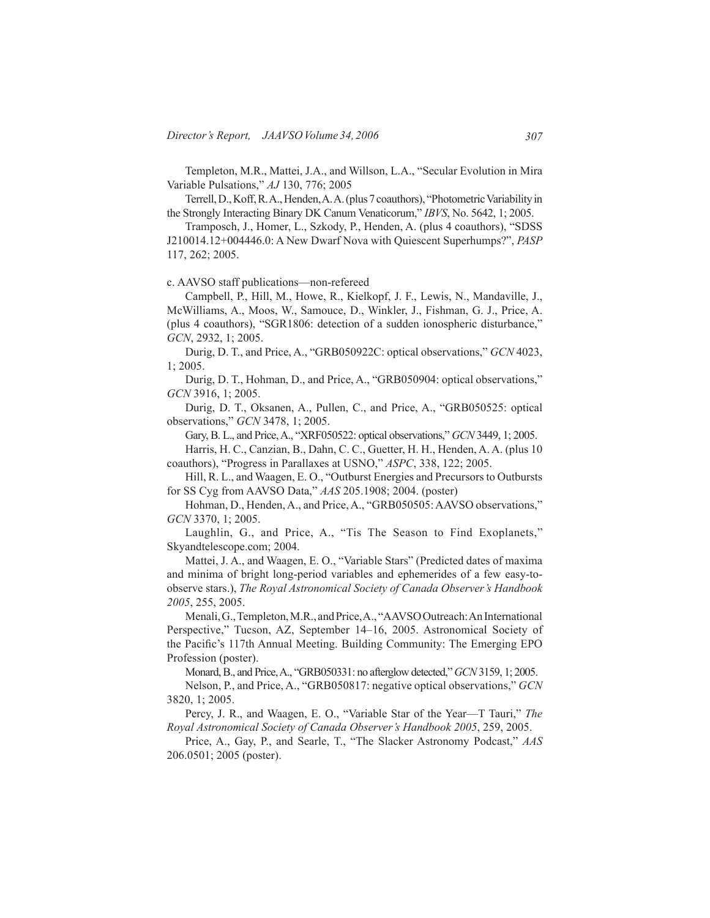Templeton, M.R., Mattei, J.A., and Willson, L.A., "Secular Evolution in Mira Variable Pulsations," *AJ* 130, 776; 2005

Terrell, D., Koff, R.A., Henden, A.A. (plus 7 coauthors), "Photometric Variability in the Strongly Interacting Binary DK Canum Venaticorum," *IBVS*, No. 5642, 1; 2005.

Tramposch, J., Homer, L., Szkody, P., Henden, A. (plus 4 coauthors), "SDSS J210014.12+004446.0: A New Dwarf Nova with Quiescent Superhumps?", *PASP* 117, 262; 2005.

c. AAVSO staff publications—non-refereed

Campbell, P., Hill, M., Howe, R., Kielkopf, J. F., Lewis, N., Mandaville, J., McWilliams, A., Moos, W., Samouce, D., Winkler, J., Fishman, G. J., Price, A. (plus 4 coauthors), "SGR1806: detection of a sudden ionospheric disturbance," *GCN*, 2932, 1; 2005.

Durig, D. T., and Price, A., "GRB050922C: optical observations," *GCN* 4023, 1; 2005.

Durig, D. T., Hohman, D., and Price, A., "GRB050904: optical observations," *GCN* 3916, 1; 2005.

Durig, D. T., Oksanen, A., Pullen, C., and Price, A., "GRB050525: optical observations," *GCN* 3478, 1; 2005.

Gary, B. L., and Price, A., "XRF050522: optical observations," *GCN* 3449, 1; 2005.

Harris, H. C., Canzian, B., Dahn, C. C., Guetter, H. H., Henden, A. A. (plus 10 coauthors), "Progress in Parallaxes at USNO," *ASPC*, 338, 122; 2005.

Hill, R. L., and Waagen, E. O., "Outburst Energies and Precursors to Outbursts for SS Cyg from AAVSO Data," *AAS* 205.1908; 2004. (poster)

Hohman, D., Henden, A., and Price, A., "GRB050505: AAVSO observations," *GCN* 3370, 1; 2005.

Laughlin, G., and Price, A., "Tis The Season to Find Exoplanets," Skyandtelescope.com; 2004.

Mattei, J. A., and Waagen, E. O., "Variable Stars" (Predicted dates of maxima and minima of bright long-period variables and ephemerides of a few easy-to-observe stars.), *The Royal Astronomical Society of Canada Observer's Handbook 2005*, 255, 2005.

Menali, G., Templeton, M.R., and Price, A., "AAVSO Outreach: An International Perspective," Tucson, AZ, September 14–16, 2005. Astronomical Society of the Pacific's 117th Annual Meeting. Building Community: The Emerging EPO Profession (poster).

Monard, B., and Price, A., "GRB050331: no afterglow detected," *GCN* 3159, 1; 2005.

Nelson, P., and Price, A., "GRB050817: negative optical observations," *GCN* 3820, 1; 2005.

Percy, J. R., and Waagen, E. O., "Variable Star of the Year—T Tauri," *The Royal Astronomical Society of Canada Observer's Handbook 2005*, 259, 2005.

Price, A., Gay, P., and Searle, T., "The Slacker Astronomy Podcast," *AAS* 206.0501; 2005 (poster).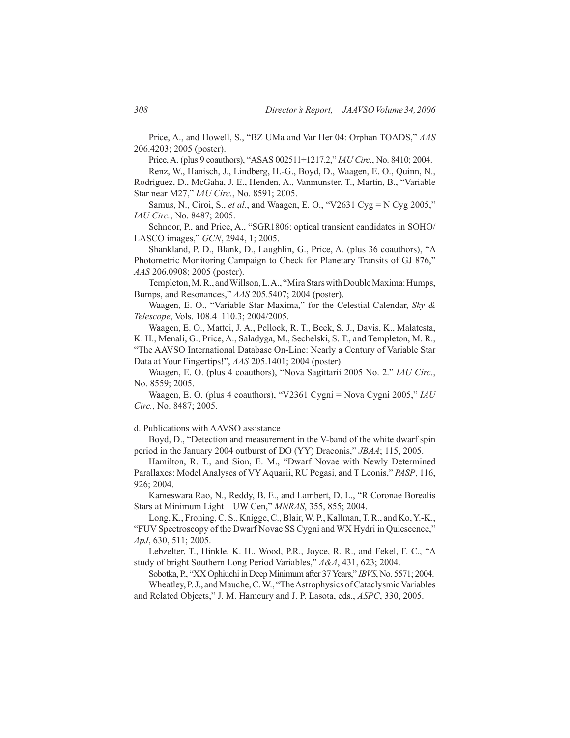Price, A., and Howell, S., "BZ UMa and Var Her 04: Orphan TOADS," *AAS* 206.4203; 2005 (poster).

Price, A. (plus 9 coauthors), "ASAS 002511+1217.2," *IAU Circ.*, No. 8410; 2004.

Renz, W., Hanisch, J., Lindberg, H.-G., Boyd, D., Waagen, E. O., Quinn, N., Rodriguez, D., McGaha, J. E., Henden, A., Vanmunster, T., Martin, B., "Variable Star near M27," *IAU Circ.*, No. 8591; 2005.

Samus, N., Ciroi, S., *et al.*, and Waagen, E. O., "V2631 Cyg = N Cyg 2005," *IAU Circ.*, No. 8487; 2005.

Schnoor, P., and Price, A., "SGR1806: optical transient candidates in SOHO/LASCO images," *GCN*, 2944, 1; 2005.

Shankland, P. D., Blank, D., Laughlin, G., Price, A. (plus 36 coauthors), "A Photometric Monitoring Campaign to Check for Planetary Transits of GJ 876," *AAS* 206.0908; 2005 (poster).

Templeton, M. R., and Willson, L. A., "Mira Stars with Double Maxima: Humps, Bumps, and Resonances," *AAS* 205.5407; 2004 (poster).

Waagen, E. O., "Variable Star Maxima," for the Celestial Calendar, *Sky & Telescope*, Vols. 108.4–110.3; 2004/2005.

Waagen, E. O., Mattei, J. A., Pellock, R. T., Beck, S. J., Davis, K., Malatesta, K. H., Menali, G., Price, A., Saladyga, M., Sechelski, S. T., and Templeton, M. R., "The AAVSO International Database On-Line: Nearly a Century of Variable Star Data at Your Fingertips!", *AAS* 205.1401; 2004 (poster).

Waagen, E. O. (plus 4 coauthors), "Nova Sagittarii 2005 No. 2." *IAU Circ.*, No. 8559; 2005.

Waagen, E. O. (plus 4 coauthors), "V2361 Cygni = Nova Cygni 2005," *IAU Circ.*, No. 8487; 2005.

d. Publications with AAVSO assistance

Boyd, D., "Detection and measurement in the V-band of the white dwarf spin period in the January 2004 outburst of DO (YY) Draconis," *JBAA*; 115, 2005.

Hamilton, R. T., and Sion, E. M., "Dwarf Novae with Newly Determined Parallaxes: Model Analyses of VY Aquarii, RU Pegasi, and T Leonis," *PASP*, 116, 926; 2004.

Kameswara Rao, N., Reddy, B. E., and Lambert, D. L., "R Coronae Borealis Stars at Minimum Light—UW Cen," *MNRAS*, 355, 855; 2004.

Long, K., Froning, C. S., Knigge, C., Blair, W. P., Kallman, T. R., and Ko, Y.-K., "FUV Spectroscopy of the Dwarf Novae SS Cygni and WX Hydri in Quiescence," *ApJ*, 630, 511; 2005.

Lebzelter, T., Hinkle, K. H., Wood, P.R., Joyce, R. R., and Fekel, F. C., "A study of bright Southern Long Period Variables," *A&A*, 431, 623; 2004.

Sobotka, P., "XX Ophiuchi in Deep Minimum after 37 Years," *IBVS*, No. 5571; 2004.

Wheatley, P. J., and Mauche, C. W., "The Astrophysics of Cataclysmic Variables and Related Objects," J. M. Hameury and J. P. Lasota, eds., *ASPC*, 330, 2005.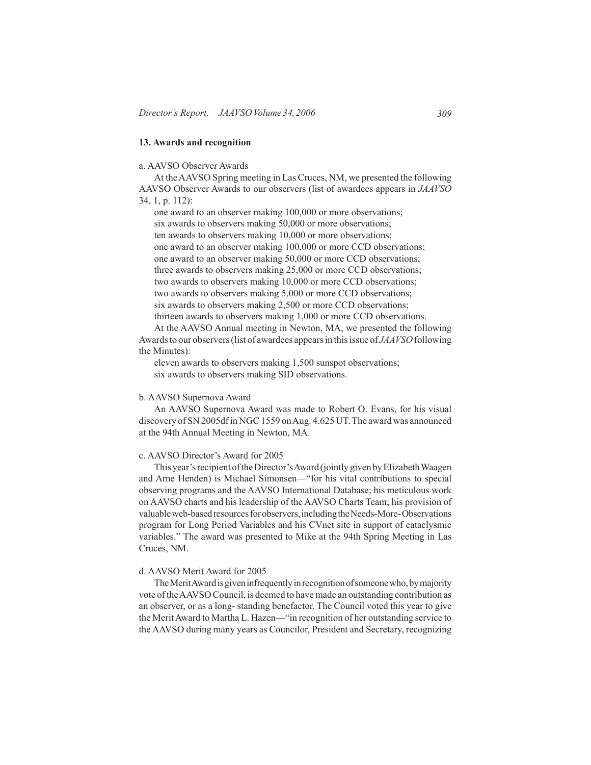### 13. Awards and recognition

a. AAVSO Observer Awards

At the AAVSO Spring meeting in Las Cruces, NM, we presented the following AAVSO Observer Awards to our observers (list of awardees appears in *JAAVSO* 34, 1, p. 112):

one award to an observer making 100,000 or more observations;
six awards to observers making 50,000 or more observations;
ten awards to observers making 10,000 or more observations;
one award to an observer making 100,000 or more CCD observations;
one award to an observer making 50,000 or more CCD observations;
three awards to observers making 25,000 or more CCD observations;
two awards to observers making 10,000 or more CCD observations;
two awards to observers making 5,000 or more CCD observations;
six awards to observers making 2,500 or more CCD observations;
thirteen awards to observers making 1,000 or more CCD observations.

At the AAVSO Annual meeting in Newton, MA, we presented the following Awards to our observers (list of awardees appears in this issue of *JAAVSO* following the Minutes):

eleven awards to observers making 1,500 sunspot observations;
six awards to observers making SID observations.

b. AAVSO Supernova Award

An AAVSO Supernova Award was made to Robert O. Evans, for his visual discovery of SN 2005df in NGC 1559 on Aug. 4.625 UT. The award was announced at the 94th Annual Meeting in Newton, MA.

c. AAVSO Director's Award for 2005

This year's recipient of the Director's Award (jointly given by Elizabeth Waagen and Arne Henden) is Michael Simonsen—"for his vital contributions to special observing programs and the AAVSO International Database; his meticulous work on AAVSO charts and his leadership of the AAVSO Charts Team; his provision of valuable web-based resources for observers, including the Needs-More-Observations program for Long Period Variables and his CVnet site in support of cataclysmic variables." The award was presented to Mike at the 94th Spring Meeting in Las Cruces, NM.

d. AAVSO Merit Award for 2005

The Merit Award is given infrequently in recognition of someone who, by majority vote of the AAVSO Council, is deemed to have made an outstanding contribution as an observer, or as a long- standing benefactor. The Council voted this year to give the Merit Award to Martha L. Hazen—"in recognition of her outstanding service to the AAVSO during many years as Councilor, President and Secretary, recognizing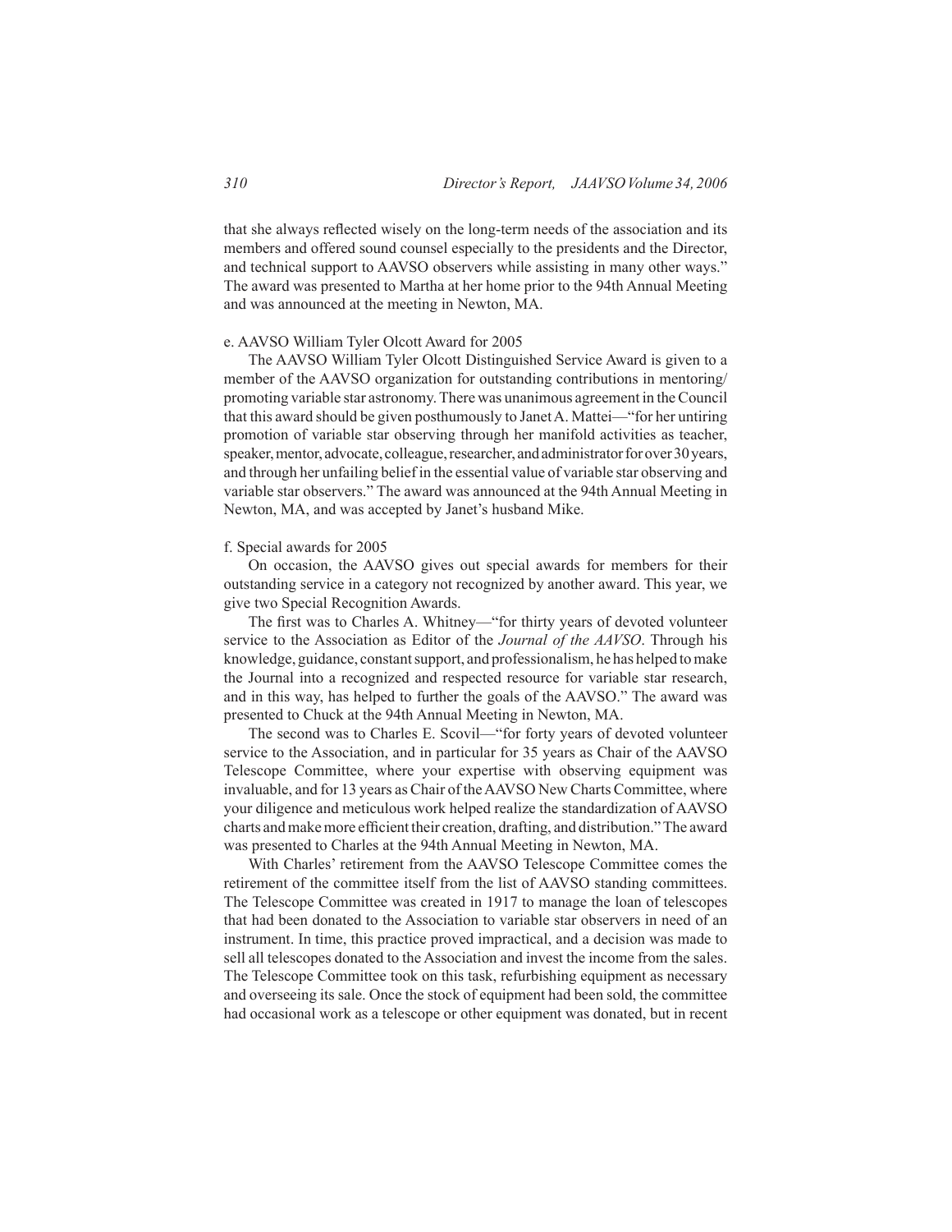that she always reflected wisely on the long-term needs of the association and its members and offered sound counsel especially to the presidents and the Director, and technical support to AAVSO observers while assisting in many other ways." The award was presented to Martha at her home prior to the 94th Annual Meeting and was announced at the meeting in Newton, MA.

e. AAVSO William Tyler Olcott Award for 2005

The AAVSO William Tyler Olcott Distinguished Service Award is given to a member of the AAVSO organization for outstanding contributions in mentoring/ promoting variable star astronomy. There was unanimous agreement in the Council that this award should be given posthumously to Janet A. Mattei—"for her untiring promotion of variable star observing through her manifold activities as teacher, speaker, mentor, advocate, colleague, researcher, and administrator for over 30 years, and through her unfailing belief in the essential value of variable star observing and variable star observers." The award was announced at the 94th Annual Meeting in Newton, MA, and was accepted by Janet's husband Mike.

f. Special awards for 2005

On occasion, the AAVSO gives out special awards for members for their outstanding service in a category not recognized by another award. This year, we give two Special Recognition Awards.

The first was to Charles A. Whitney—"for thirty years of devoted volunteer service to the Association as Editor of the *Journal of the AAVSO*. Through his knowledge, guidance, constant support, and professionalism, he has helped to make the Journal into a recognized and respected resource for variable star research, and in this way, has helped to further the goals of the AAVSO." The award was presented to Chuck at the 94th Annual Meeting in Newton, MA.

The second was to Charles E. Scovil—"for forty years of devoted volunteer service to the Association, and in particular for 35 years as Chair of the AAVSO Telescope Committee, where your expertise with observing equipment was invaluable, and for 13 years as Chair of the AAVSO New Charts Committee, where your diligence and meticulous work helped realize the standardization of AAVSO charts and make more efficient their creation, drafting, and distribution." The award was presented to Charles at the 94th Annual Meeting in Newton, MA.

With Charles' retirement from the AAVSO Telescope Committee comes the retirement of the committee itself from the list of AAVSO standing committees. The Telescope Committee was created in 1917 to manage the loan of telescopes that had been donated to the Association to variable star observers in need of an instrument. In time, this practice proved impractical, and a decision was made to sell all telescopes donated to the Association and invest the income from the sales. The Telescope Committee took on this task, refurbishing equipment as necessary and overseeing its sale. Once the stock of equipment had been sold, the committee had occasional work as a telescope or other equipment was donated, but in recent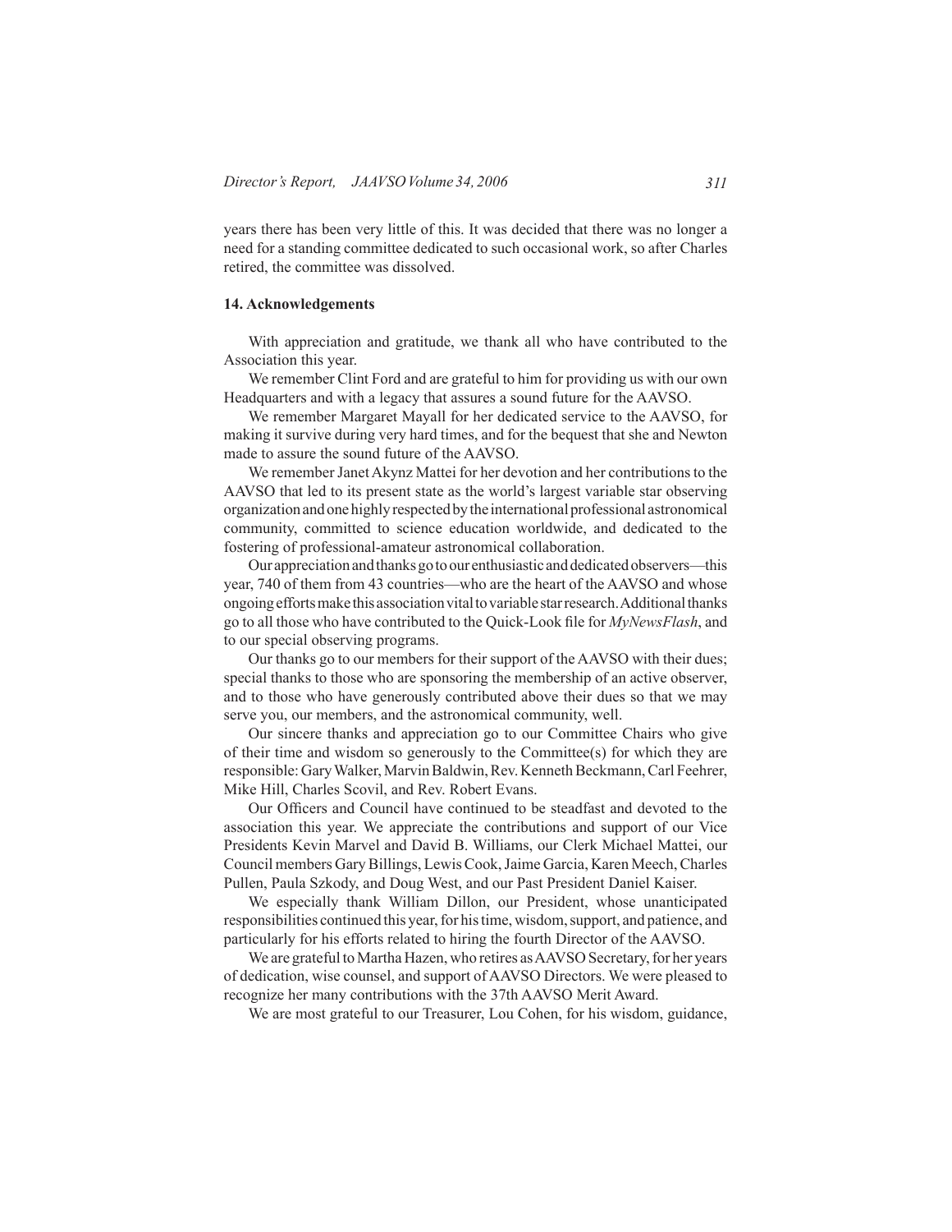years there has been very little of this. It was decided that there was no longer a need for a standing committee dedicated to such occasional work, so after Charles retired, the committee was dissolved.

### 14. Acknowledgements

With appreciation and gratitude, we thank all who have contributed to the Association this year.

We remember Clint Ford and are grateful to him for providing us with our own Headquarters and with a legacy that assures a sound future for the AAVSO.

We remember Margaret Mayall for her dedicated service to the AAVSO, for making it survive during very hard times, and for the bequest that she and Newton made to assure the sound future of the AAVSO.

We remember Janet Akynz Mattei for her devotion and her contributions to the AAVSO that led to its present state as the world's largest variable star observing organization and one highly respected by the international professional astronomical community, committed to science education worldwide, and dedicated to the fostering of professional-amateur astronomical collaboration.

Our appreciation and thanks go to our enthusiastic and dedicated observers—this year, 740 of them from 43 countries—who are the heart of the AAVSO and whose ongoing efforts make this association vital to variable star research. Additional thanks go to all those who have contributed to the Quick-Look file for *MyNewsFlash*, and to our special observing programs.

Our thanks go to our members for their support of the AAVSO with their dues; special thanks to those who are sponsoring the membership of an active observer, and to those who have generously contributed above their dues so that we may serve you, our members, and the astronomical community, well.

Our sincere thanks and appreciation go to our Committee Chairs who give of their time and wisdom so generously to the Committee(s) for which they are responsible: Gary Walker, Marvin Baldwin, Rev. Kenneth Beckmann, Carl Feehrer, Mike Hill, Charles Scovil, and Rev. Robert Evans.

Our Officers and Council have continued to be steadfast and devoted to the association this year. We appreciate the contributions and support of our Vice Presidents Kevin Marvel and David B. Williams, our Clerk Michael Mattei, our Council members Gary Billings, Lewis Cook, Jaime Garcia, Karen Meech, Charles Pullen, Paula Szkody, and Doug West, and our Past President Daniel Kaiser.

We especially thank William Dillon, our President, whose unanticipated responsibilities continued this year, for his time, wisdom, support, and patience, and particularly for his efforts related to hiring the fourth Director of the AAVSO.

We are grateful to Martha Hazen, who retires as AAVSO Secretary, for her years of dedication, wise counsel, and support of AAVSO Directors. We were pleased to recognize her many contributions with the 37th AAVSO Merit Award.

We are most grateful to our Treasurer, Lou Cohen, for his wisdom, guidance,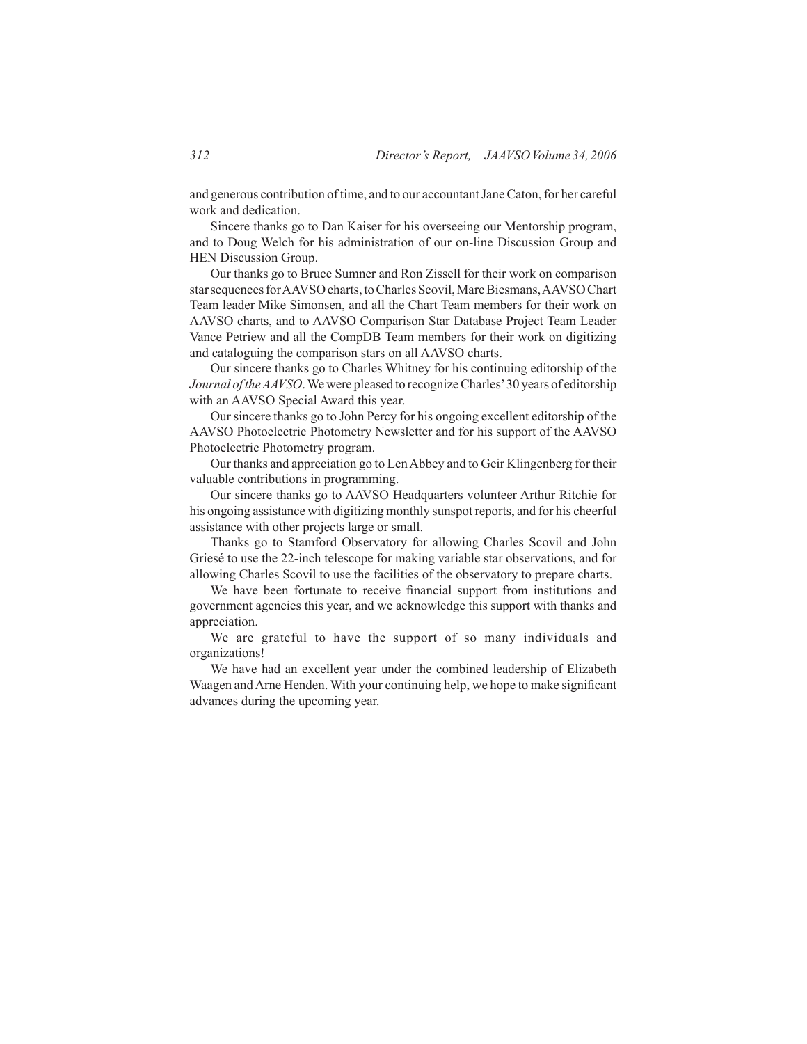and generous contribution of time, and to our accountant Jane Caton, for her careful work and dedication.

Sincere thanks go to Dan Kaiser for his overseeing our Mentorship program, and to Doug Welch for his administration of our on-line Discussion Group and HEN Discussion Group.

Our thanks go to Bruce Sumner and Ron Zissell for their work on comparison star sequences for AAVSO charts, to Charles Scovil, Marc Biesmans, AAVSO Chart Team leader Mike Simonsen, and all the Chart Team members for their work on AAVSO charts, and to AAVSO Comparison Star Database Project Team Leader Vance Petriew and all the CompDB Team members for their work on digitizing and cataloguing the comparison stars on all AAVSO charts.

Our sincere thanks go to Charles Whitney for his continuing editorship of the *Journal of the AAVSO*. We were pleased to recognize Charles' 30 years of editorship with an AAVSO Special Award this year.

Our sincere thanks go to John Percy for his ongoing excellent editorship of the AAVSO Photoelectric Photometry Newsletter and for his support of the AAVSO Photoelectric Photometry program.

Our thanks and appreciation go to Len Abbey and to Geir Klingenberg for their valuable contributions in programming.

Our sincere thanks go to AAVSO Headquarters volunteer Arthur Ritchie for his ongoing assistance with digitizing monthly sunspot reports, and for his cheerful assistance with other projects large or small.

Thanks go to Stamford Observatory for allowing Charles Scovil and John Griesé to use the 22-inch telescope for making variable star observations, and for allowing Charles Scovil to use the facilities of the observatory to prepare charts.

We have been fortunate to receive financial support from institutions and government agencies this year, and we acknowledge this support with thanks and appreciation.

We are grateful to have the support of so many individuals and organizations!

We have had an excellent year under the combined leadership of Elizabeth Waagen and Arne Henden. With your continuing help, we hope to make significant advances during the upcoming year.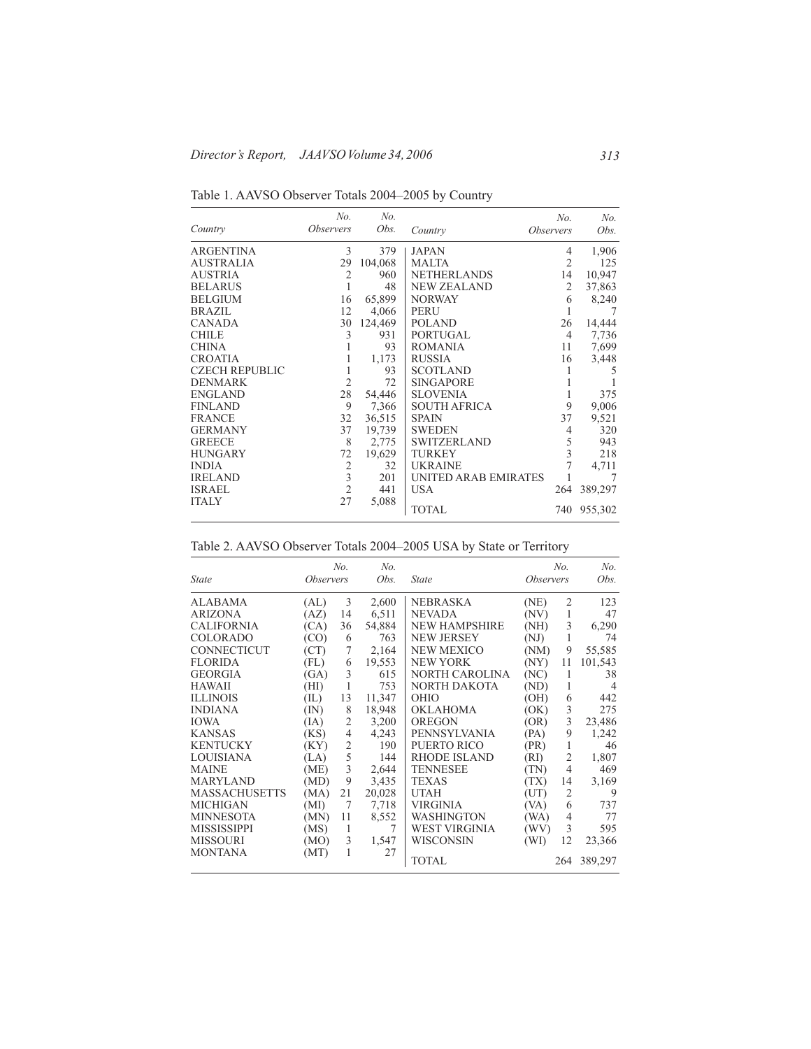Table 1. AAVSO Observer Totals 2004–2005 by Country

| *Country* | *No. Observers* | *No. Obs.* | *Country* | *No. Observers* | *No. Obs.* |
|---|---|---|---|---|---|
| ARGENTINA | 3 | 379 | JAPAN | 4 | 1,906 |
| AUSTRALIA | 29 | 104,068 | MALTA | 2 | 125 |
| AUSTRIA | 2 | 960 | NETHERLANDS | 14 | 10,947 |
| BELARUS | 1 | 48 | NEW ZEALAND | 2 | 37,863 |
| BELGIUM | 16 | 65,899 | NORWAY | 6 | 8,240 |
| BRAZIL | 12 | 4,066 | PERU | 1 | 7 |
| CANADA | 30 | 124,469 | POLAND | 26 | 14,444 |
| CHILE | 3 | 931 | PORTUGAL | 4 | 7,736 |
| CHINA | 1 | 93 | ROMANIA | 11 | 7,699 |
| CROATIA | 1 | 1,173 | RUSSIA | 16 | 3,448 |
| CZECH REPUBLIC | 1 | 93 | SCOTLAND | 1 | 5 |
| DENMARK | 2 | 72 | SINGAPORE | 1 | 1 |
| ENGLAND | 28 | 54,446 | SLOVENIA | 1 | 375 |
| FINLAND | 9 | 7,366 | SOUTH AFRICA | 9 | 9,006 |
| FRANCE | 32 | 36,515 | SPAIN | 37 | 9,521 |
| GERMANY | 37 | 19,739 | SWEDEN | 4 | 320 |
| GREECE | 8 | 2,775 | SWITZERLAND | 5 | 943 |
| HUNGARY | 72 | 19,629 | TURKEY | 3 | 218 |
| INDIA | 2 | 32 | UKRAINE | 7 | 4,711 |
| IRELAND | 3 | 201 | UNITED ARAB EMIRATES | 1 | 7 |
| ISRAEL | 2 | 441 | USA | 264 | 389,297 |
| ITALY | 27 | 5,088 | TOTAL | 740 | 955,302 |

Table 2. AAVSO Observer Totals 2004–2005 USA by State or Territory

| *State* | | *No. Observers* | *No. Obs.* | *State* | | *No. Observers* | *No. Obs.* |
|---|---|---|---|---|---|---|---|
| ALABAMA | (AL) | 3 | 2,600 | NEBRASKA | (NE) | 2 | 123 |
| ARIZONA | (AZ) | 14 | 6,511 | NEVADA | (NV) | 1 | 47 |
| CALIFORNIA | (CA) | 36 | 54,884 | NEW HAMPSHIRE | (NH) | 3 | 6,290 |
| COLORADO | (CO) | 6 | 763 | NEW JERSEY | (NJ) | 1 | 74 |
| CONNECTICUT | (CT) | 7 | 2,164 | NEW MEXICO | (NM) | 9 | 55,585 |
| FLORIDA | (FL) | 6 | 19,553 | NEW YORK | (NY) | 11 | 101,543 |
| GEORGIA | (GA) | 3 | 615 | NORTH CAROLINA | (NC) | 1 | 38 |
| HAWAII | (HI) | 1 | 753 | NORTH DAKOTA | (ND) | 1 | 4 |
| ILLINOIS | (IL) | 13 | 11,347 | OHIO | (OH) | 6 | 442 |
| INDIANA | (IN) | 8 | 18,948 | OKLAHOMA | (OK) | 3 | 275 |
| IOWA | (IA) | 2 | 3,200 | OREGON | (OR) | 3 | 23,486 |
| KANSAS | (KS) | 4 | 4,243 | PENNSYLVANIA | (PA) | 9 | 1,242 |
| KENTUCKY | (KY) | 2 | 190 | PUERTO RICO | (PR) | 1 | 46 |
| LOUISIANA | (LA) | 5 | 144 | RHODE ISLAND | (RI) | 2 | 1,807 |
| MAINE | (ME) | 3 | 2,644 | TENNESEE | (TN) | 4 | 469 |
| MARYLAND | (MD) | 9 | 3,435 | TEXAS | (TX) | 14 | 3,169 |
| MASSACHUSETTS | (MA) | 21 | 20,028 | UTAH | (UT) | 2 | 9 |
| MICHIGAN | (MI) | 7 | 7,718 | VIRGINIA | (VA) | 6 | 737 |
| MINNESOTA | (MN) | 11 | 8,552 | WASHINGTON | (WA) | 4 | 77 |
| MISSISSIPPI | (MS) | 1 | 7 | WEST VIRGINIA | (WV) | 3 | 595 |
| MISSOURI | (MO) | 3 | 1,547 | WISCONSIN | (WI) | 12 | 23,366 |
| MONTANA | (MT) | 1 | 27 | TOTAL | | 264 | 389,297 |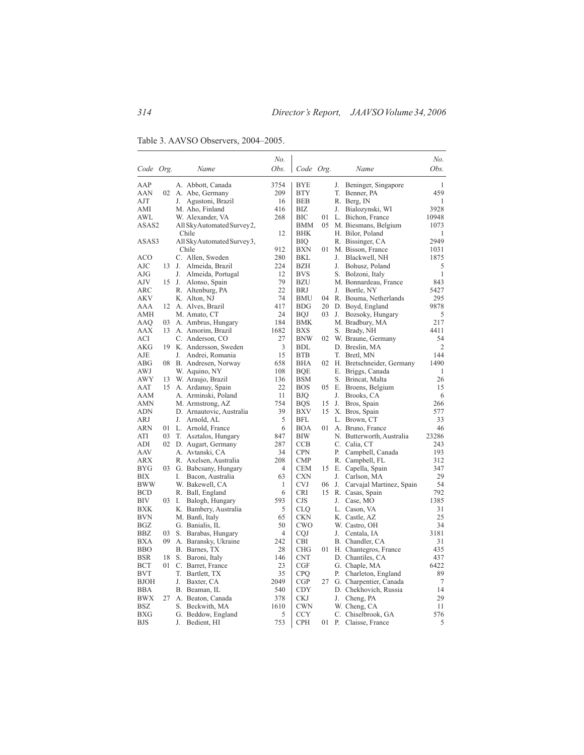Table 3. AAVSO Observers, 2004–2005.

| Code | Org. | Name | No. Obs. | Code | Org. | Name | No. Obs. |
|---|---|---|---|---|---|---|---|
| AAP | | A. Abbott, Canada | 3754 | BYE | | J. Beninger, Singapore | 1 |
| AAN | 02 | A. Abe, Germany | 209 | BTY | | T. Benner, PA | 459 |
| AJT | | J. Agustoni, Brazil | 16 | BEB | | R. Berg, IN | 1 |
| AMI | | M. Aho, Finland | 416 | BIZ | | J. Bialozynski, WI | 3928 |
| AWL | | W. Alexander, VA | 268 | BIC | 01 | L. Bichon, France | 10948 |
| ASAS2 | | All Sky Automated Survey 2, Chile | 12 | BMM | 05 | M. Biesmans, Belgium | 1073 |
| | | | | BHK | | H. Bilor, Poland | 1 |
| ASAS3 | | All Sky Automated Survey 3, Chile | 912 | BIQ | | R. Bissinger, CA | 2949 |
| | | | | BXN | 01 | M. Bisson, France | 1031 |
| ACO | | C. Allen, Sweden | 280 | BKL | | J. Blackwell, NH | 1875 |
| AJC | 13 | J. Almeida, Brazil | 224 | BZH | | J. Bohusz, Poland | 5 |
| AJG | | J. Almeida, Portugal | 12 | BVS | | S. Bolzoni, Italy | 1 |
| AJV | 15 | J. Alonso, Spain | 79 | BZU | | M. Bonnardeau, France | 843 |
| ARC | | R. Altenburg, PA | 22 | BRJ | | J. Bortle, NY | 5427 |
| AKV | | K. Alton, NJ | 74 | BMU | 04 | R. Bouma, Netherlands | 295 |
| AAA | 12 | A. Alves, Brazil | 417 | BDG | 20 | D. Boyd, England | 9878 |
| AMH | | M. Amato, CT | 24 | BQJ | 03 | J. Bozsoky, Hungary | 5 |
| AAQ | 03 | A. Ambrus, Hungary | 184 | BMK | | M. Bradbury, MA | 217 |
| AAX | 13 | A. Amorim, Brazil | 1682 | BXS | | S. Brady, NH | 4411 |
| ACI | | C. Anderson, CO | 27 | BNW | 02 | W. Braune, Germany | 54 |
| AKG | 19 | K. Andersson, Sweden | 3 | BDL | | D. Breslin, MA | 2 |
| AJE | | J. Andrei, Romania | 15 | BTB | | T. Bretl, MN | 144 |
| ABG | 08 | B. Andresen, Norway | 658 | BHA | 02 | H. Bretschneider, Germany | 1490 |
| AWJ | | W. Aquino, NY | 108 | BQE | | E. Briggs, Canada | 1 |
| AWY | 13 | W. Araujo, Brazil | 136 | BSM | | S. Brincat, Malta | 26 |
| AAT | 15 | A. Ardanuy, Spain | 22 | BOS | 05 | E. Broens, Belgium | 15 |
| AAM | | A. Arminski, Poland | 11 | BJQ | | J. Brooks, CA | 6 |
| AMN | | M. Armstrong, AZ | 754 | BQS | 15 | J. Bros, Spain | 266 |
| ADN | | D. Arnautovic, Australia | 39 | BXV | 15 | X. Bros, Spain | 577 |
| ARJ | | J. Arnold, AL | 5 | BFL | | L. Brown, CT | 33 |
| ARN | 01 | L. Arnold, France | 6 | BOA | 01 | A. Bruno, France | 46 |
| ATI | 03 | T. Asztalos, Hungary | 847 | BIW | | N. Butterworth, Australia | 23286 |
| ADI | 02 | D. Augart, Germany | 287 | CCB | | C. Calia, CT | 243 |
| AAV | | A. Avtanski, CA | 34 | CPN | | P. Campbell, Canada | 193 |
| ARX | | R. Axelsen, Australia | 208 | CMP | | R. Campbell, FL | 312 |
| BYG | 03 | G. Babcsany, Hungary | 4 | CEM | 15 | E. Capella, Spain | 347 |
| BIX | | I. Bacon, Australia | 63 | CXN | | J. Carlson, MA | 29 |
| BWW | | W. Bakewell, CA | 1 | CVJ | 06 | J. Carvajal Martinez, Spain | 54 |
| BCD | | R. Ball, England | 6 | CRI | 15 | R. Casas, Spain | 792 |
| BIV | 03 | I. Balogh, Hungary | 593 | CJS | | J. Case, MO | 1385 |
| BXK | | K. Bambery, Australia | 5 | CLQ | | L. Cason, VA | 31 |
| BVN | | M. Banfi, Italy | 65 | CKN | | K. Castle, AZ | 25 |
| BGZ | | G. Banialis, IL | 50 | CWO | | W. Castro, OH | 34 |
| BBZ | 03 | S. Barabas, Hungary | 4 | CQJ | | J. Centala, IA | 3181 |
| BXA | 09 | A. Baransky, Ukraine | 242 | CBI | | B. Chandler, CA | 31 |
| BBO | | B. Barnes, TX | 28 | CHG | 01 | H. Chantegros, France | 435 |
| BSR | 18 | S. Baroni, Italy | 146 | CNT | | D. Chantiles, CA | 437 |
| BCT | 01 | C. Barret, France | 23 | CGF | | G. Chaple, MA | 6422 |
| BVT | | T. Bartlett, TX | 35 | CPQ | | P. Charleton, England | 89 |
| BJOH | | J. Baxter, CA | 2049 | CGP | 27 | G. Charpentier, Canada | 7 |
| BBA | | B. Beaman, IL | 540 | CDY | | D. Chekhovich, Russia | 14 |
| BWX | 27 | A. Beaton, Canada | 378 | CKJ | | J. Cheng, PA | 29 |
| BSZ | | S. Beckwith, MA | 1610 | CWN | | W. Cheng, CA | 11 |
| BXG | | G. Beddow, England | 5 | CCY | | C. Chiselbrook, GA | 576 |
| BJS | | J. Bedient, HI | 753 | CPH | 01 | P. Claisse, France | 5 |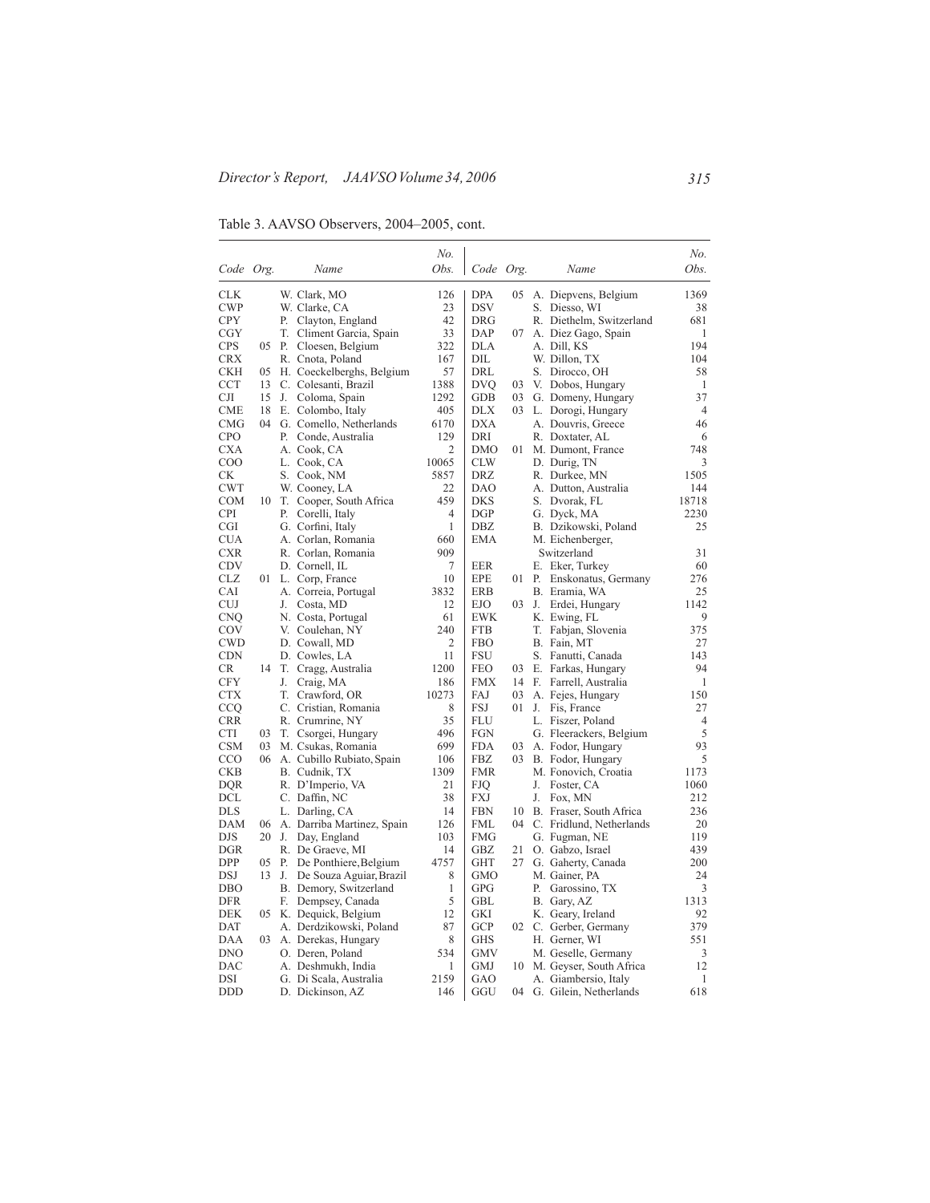Table 3. AAVSO Observers, 2004–2005, cont.

| Code | Org. | Name | No. Obs. | Code | Org. | Name | No. Obs. |
|---|---|---|---|---|---|---|---|
| CLK | | W. Clark, MO | 126 | DPA | 05 | A. Diepvens, Belgium | 1369 |
| CWP | | W. Clarke, CA | 23 | DSV | | S. Diesso, WI | 38 |
| CPY | | P. Clayton, England | 42 | DRG | | R. Diethelm, Switzerland | 681 |
| CGY | | T. Climent Garcia, Spain | 33 | DAP | 07 | A. Diez Gago, Spain | 1 |
| CPS | 05 | P. Cloesen, Belgium | 322 | DLA | | A. Dill, KS | 194 |
| CRX | | R. Cnota, Poland | 167 | DIL | | W. Dillon, TX | 104 |
| CKH | 05 | H. Coeckelberghs, Belgium | 57 | DRL | | S. Dirocco, OH | 58 |
| CCT | 13 | C. Colesanti, Brazil | 1388 | DVQ | 03 | V. Dobos, Hungary | 1 |
| CJI | 15 | J. Coloma, Spain | 1292 | GDB | 03 | G. Domeny, Hungary | 37 |
| CME | 18 | E. Colombo, Italy | 405 | DLX | 03 | L. Dorogi, Hungary | 4 |
| CMG | 04 | G. Comello, Netherlands | 6170 | DXA | | A. Douvris, Greece | 46 |
| CPO | | P. Conde, Australia | 129 | DRI | | R. Doxtater, AL | 6 |
| CXA | | A. Cook, CA | 2 | DMO | 01 | M. Dumont, France | 748 |
| COO | | L. Cook, CA | 10065 | CLW | | D. Durig, TN | 3 |
| CK | | S. Cook, NM | 5857 | DRZ | | R. Durkee, MN | 1505 |
| CWT | | W. Cooney, LA | 22 | DAO | | A. Dutton, Australia | 144 |
| COM | 10 | T. Cooper, South Africa | 459 | DKS | | S. Dvorak, FL | 18718 |
| CPI | | P. Corelli, Italy | 4 | DGP | | G. Dyck, MA | 2230 |
| CGI | | G. Corfini, Italy | 1 | DBZ | | B. Dzikowski, Poland | 25 |
| CUA | | A. Corlan, Romania | 660 | EMA | | M. Eichenberger, Switzerland | 31 |
| CXR | | R. Corlan, Romania | 909 | | | | |
| CDV | | D. Cornell, IL | 7 | EER | | E. Eker, Turkey | 60 |
| CLZ | 01 | L. Corp, France | 10 | EPE | 01 | P. Enskonatus, Germany | 276 |
| CAI | | A. Correia, Portugal | 3832 | ERB | | B. Eramia, WA | 25 |
| CUJ | | J. Costa, MD | 12 | EJO | 03 | J. Erdei, Hungary | 1142 |
| CNQ | | N. Costa, Portugal | 61 | EWK | | K. Ewing, FL | 9 |
| COV | | V. Coulehan, NY | 240 | FTB | | T. Fabjan, Slovenia | 375 |
| CWD | | D. Cowall, MD | 2 | FBO | | B. Fain, MT | 27 |
| CDN | | D. Cowles, LA | 11 | FSU | | S. Fanutti, Canada | 143 |
| CR | 14 | T. Cragg, Australia | 1200 | FEO | 03 | E. Farkas, Hungary | 94 |
| CFY | | J. Craig, MA | 186 | FMX | 14 | F. Farrell, Australia | 1 |
| CTX | | T. Crawford, OR | 10273 | FAJ | 03 | A. Fejes, Hungary | 150 |
| CCQ | | C. Cristian, Romania | 8 | FSJ | 01 | J. Fis, France | 27 |
| CRR | | R. Crumrine, NY | 35 | FLU | | L. Fiszer, Poland | 4 |
| CTI | 03 | T. Csorgei, Hungary | 496 | FGN | | G. Fleerackers, Belgium | 5 |
| CSM | 03 | M. Csukas, Romania | 699 | FDA | 03 | A. Fodor, Hungary | 93 |
| CCO | 06 | A. Cubillo Rubiato, Spain | 106 | FBZ | 03 | B. Fodor, Hungary | 5 |
| CKB | | B. Cudnik, TX | 1309 | FMR | | M. Fonovich, Croatia | 1173 |
| DQR | | R. D'Imperio, VA | 21 | FJQ | | J. Foster, CA | 1060 |
| DCL | | C. Daffin, NC | 38 | FXJ | | J. Fox, MN | 212 |
| DLS | | L. Darling, CA | 14 | FBN | 10 | B. Fraser, South Africa | 236 |
| DAM | 06 | A. Darriba Martinez, Spain | 126 | FML | 04 | C. Fridlund, Netherlands | 20 |
| DJS | 20 | J. Day, England | 103 | FMG | | G. Fugman, NE | 119 |
| DGR | | R. De Graeve, MI | 14 | GBZ | 21 | O. Gabzo, Israel | 439 |
| DPP | 05 | P. De Ponthiere, Belgium | 4757 | GHT | 27 | G. Gaherty, Canada | 200 |
| DSJ | 13 | J. De Souza Aguiar, Brazil | 8 | GMO | | M. Gainer, PA | 24 |
| DBO | | B. Demory, Switzerland | 1 | GPG | | P. Garossino, TX | 3 |
| DFR | | F. Dempsey, Canada | 5 | GBL | | B. Gary, AZ | 1313 |
| DEK | 05 | K. Dequick, Belgium | 12 | GKI | | K. Geary, Ireland | 92 |
| DAT | | A. Derdzikowski, Poland | 87 | GCP | 02 | C. Gerber, Germany | 379 |
| DAA | 03 | A. Derekas, Hungary | 8 | GHS | | H. Gerner, WI | 551 |
| DNO | | O. Deren, Poland | 534 | GMV | | M. Geselle, Germany | 3 |
| DAC | | A. Deshmukh, India | 1 | GMJ | 10 | M. Geyser, South Africa | 12 |
| DSI | | G. Di Scala, Australia | 2159 | GAO | | A. Giambersio, Italy | 1 |
| DDD | | D. Dickinson, AZ | 146 | GGU | 04 | G. Gilein, Netherlands | 618 |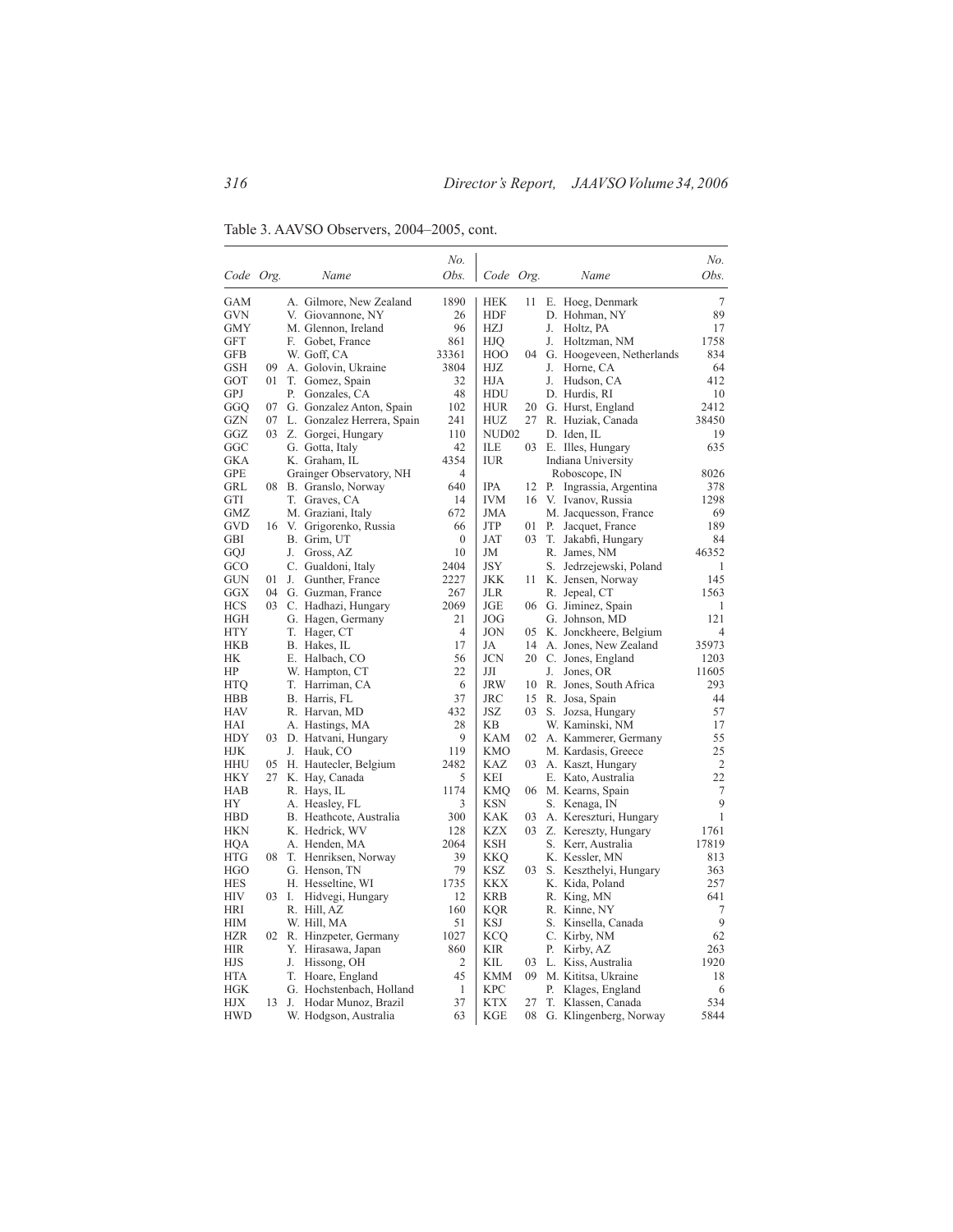Table 3. AAVSO Observers, 2004–2005, cont.

| Code | Org. | Name | No. Obs. | Code | Org. | Name | No. Obs. |
|---|---|---|---|---|---|---|---|
| GAM | | A. Gilmore, New Zealand | 1890 | HEK | 11 | E. Hoeg, Denmark | 7 |
| GVN | | V. Giovannone, NY | 26 | HDF | | D. Hohman, NY | 89 |
| GMY | | M. Glennon, Ireland | 96 | HZJ | | J. Holtz, PA | 17 |
| GFT | | F. Gobet, France | 861 | HJQ | | J. Holtzman, NM | 1758 |
| GFB | | W. Goff, CA | 33361 | HOO | 04 | G. Hoogeveen, Netherlands | 834 |
| GSH | 09 | A. Golovin, Ukraine | 3804 | HJZ | | J. Horne, CA | 64 |
| GOT | 01 | T. Gomez, Spain | 32 | HJA | | J. Hudson, CA | 412 |
| GPJ | | P. Gonzales, CA | 48 | HDU | | D. Hurdis, RI | 10 |
| GGQ | 07 | G. Gonzalez Anton, Spain | 102 | HUR | 20 | G. Hurst, England | 2412 |
| GZN | 07 | L. Gonzalez Herrera, Spain | 241 | HUZ | 27 | R. Huziak, Canada | 38450 |
| GGZ | 03 | Z. Gorgei, Hungary | 110 | NUD02 | | D. Iden, IL | 19 |
| GGC | | G. Gotta, Italy | 42 | ILE | 03 | E. Illes, Hungary | 635 |
| GKA | | K. Graham, IL | 4354 | IUR | | Indiana University Roboscope, IN | 8026 |
| GPE | | Grainger Observatory, NH | 4 | | | | |
| GRL | 08 | B. Granslo, Norway | 640 | IPA | 12 | P. Ingrassia, Argentina | 378 |
| GTI | | T. Graves, CA | 14 | IVM | 16 | V. Ivanov, Russia | 1298 |
| GMZ | | M. Graziani, Italy | 672 | JMA | | M. Jacquesson, France | 69 |
| GVD | 16 | V. Grigorenko, Russia | 66 | JTP | 01 | P. Jacquet, France | 189 |
| GBI | | B. Grim, UT | 0 | JAT | 03 | T. Jakabfi, Hungary | 84 |
| GQJ | | J. Gross, AZ | 10 | JM | | R. James, NM | 46352 |
| GCO | | C. Gualdoni, Italy | 2404 | JSY | | S. Jedrzejewski, Poland | 1 |
| GUN | 01 | J. Gunther, France | 2227 | JKK | 11 | K. Jensen, Norway | 145 |
| GGX | 04 | G. Guzman, France | 267 | JLR | | R. Jepeal, CT | 1563 |
| HCS | 03 | C. Hadhazi, Hungary | 2069 | JGE | 06 | G. Jiminez, Spain | 1 |
| HGH | | G. Hagen, Germany | 21 | JOG | | G. Johnson, MD | 121 |
| HTY | | T. Hager, CT | 4 | JON | 05 | K. Jonckheere, Belgium | 4 |
| HKB | | B. Hakes, IL | 17 | JA | 14 | A. Jones, New Zealand | 35973 |
| HK | | E. Halbach, CO | 56 | JCN | 20 | C. Jones, England | 1203 |
| HP | | W. Hampton, CT | 22 | JJI | | J. Jones, OR | 11605 |
| HTQ | | T. Harriman, CA | 6 | JRW | 10 | R. Jones, South Africa | 293 |
| HBB | | B. Harris, FL | 37 | JRC | 15 | R. Josa, Spain | 44 |
| HAV | | R. Harvan, MD | 432 | JSZ | 03 | S. Jozsa, Hungary | 57 |
| HAI | | A. Hastings, MA | 28 | KB | | W. Kaminski, NM | 17 |
| HDY | 03 | D. Hatvani, Hungary | 9 | KAM | 02 | A. Kammerer, Germany | 55 |
| HJK | | J. Hauk, CO | 119 | KMO | | M. Kardasis, Greece | 25 |
| HHU | 05 | H. Hautecler, Belgium | 2482 | KAZ | 03 | A. Kaszt, Hungary | 2 |
| HKY | 27 | K. Hay, Canada | 5 | KEI | | E. Kato, Australia | 22 |
| HAB | | R. Hays, IL | 1174 | KMQ | 06 | M. Kearns, Spain | 7 |
| HY | | A. Heasley, FL | 3 | KSN | | S. Kenaga, IN | 9 |
| HBD | | B. Heathcote, Australia | 300 | KAK | 03 | A. Kereszturi, Hungary | 1 |
| HKN | | K. Hedrick, WV | 128 | KZX | 03 | Z. Kereszty, Hungary | 1761 |
| HQA | | A. Henden, MA | 2064 | KSH | | S. Kerr, Australia | 17819 |
| HTG | 08 | T. Henriksen, Norway | 39 | KKQ | | K. Kessler, MN | 813 |
| HGO | | G. Henson, TN | 79 | KSZ | 03 | S. Keszthelyi, Hungary | 363 |
| HES | | H. Hesseltine, WI | 1735 | KKX | | K. Kida, Poland | 257 |
| HIV | 03 | I. Hidvegi, Hungary | 12 | KRB | | R. King, MN | 641 |
| HRI | | R. Hill, AZ | 160 | KQR | | R. Kinne, NY | 7 |
| HIM | | W. Hill, MA | 51 | KSJ | | S. Kinsella, Canada | 9 |
| HZR | 02 | R. Hinzpeter, Germany | 1027 | KCQ | | C. Kirby, NM | 62 |
| HIR | | Y. Hirasawa, Japan | 860 | KIR | | P. Kirby, AZ | 263 |
| HJS | | J. Hissong, OH | 2 | KIL | 03 | L. Kiss, Australia | 1920 |
| HTA | | T. Hoare, England | 45 | KMM | 09 | M. Kititsa, Ukraine | 18 |
| HGK | | G. Hochstenbach, Holland | 1 | KPC | | P. Klages, England | 6 |
| HJX | 13 | J. Hodar Munoz, Brazil | 37 | KTX | 27 | T. Klassen, Canada | 534 |
| HWD | | W. Hodgson, Australia | 63 | KGE | 08 | G. Klingenberg, Norway | 5844 |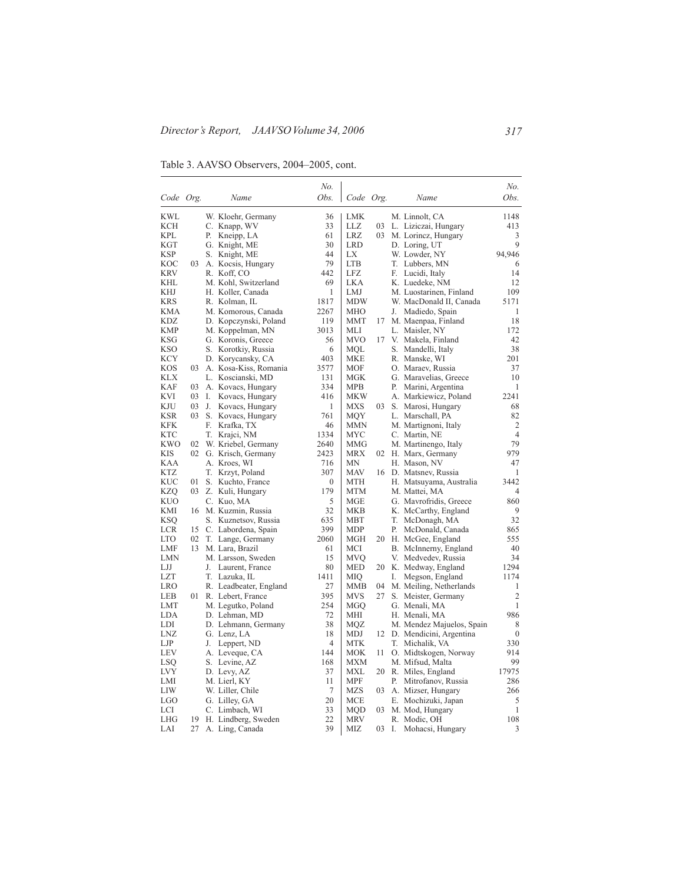Table 3. AAVSO Observers, 2004–2005, cont.

| Code | Org. | Name | No. Obs. | Code | Org. | Name | No. Obs. |
|---|---|---|---|---|---|---|---|
| KWL | | W. Kloehr, Germany | 36 | LMK | | M. Linnolt, CA | 1148 |
| KCH | | C. Knapp, WV | 33 | LLZ | 03 | L. Liziczai, Hungary | 413 |
| KPL | | P. Kneipp, LA | 61 | LRZ | 03 | M. Lorincz, Hungary | 3 |
| KGT | | G. Knight, ME | 30 | LRD | | D. Loring, UT | 9 |
| KSP | | S. Knight, ME | 44 | LX | | W. Lowder, NY | 94,946 |
| KOC | 03 | A. Kocsis, Hungary | 79 | LTB | | T. Lubbers, MN | 6 |
| KRV | | R. Koff, CO | 442 | LFZ | | F. Lucidi, Italy | 14 |
| KHL | | M. Kohl, Switzerland | 69 | LKA | | K. Luedeke, NM | 12 |
| KHJ | | H. Koller, Canada | 1 | LMJ | | M. Luostarinen, Finland | 109 |
| KRS | | R. Kolman, IL | 1817 | MDW | | W. MacDonald II, Canada | 5171 |
| KMA | | M. Komorous, Canada | 2267 | MHO | | J. Madiedo, Spain | 1 |
| KDZ | | D. Kopczynski, Poland | 119 | MMT | 17 | M. Maenpaa, Finland | 18 |
| KMP | | M. Koppelman, MN | 3013 | MLI | | L. Maisler, NY | 172 |
| KSG | | G. Koronis, Greece | 56 | MVO | 17 | V. Makela, Finland | 42 |
| KSO | | S. Korotkiy, Russia | 6 | MQL | | S. Mandelli, Italy | 38 |
| KCY | | D. Korycansky, CA | 403 | MKE | | R. Manske, WI | 201 |
| KOS | 03 | A. Kosa-Kiss, Romania | 3577 | MOF | | O. Maraev, Russia | 37 |
| KLX | | L. Koscianski, MD | 131 | MGK | | G. Maravelias, Greece | 10 |
| KAF | 03 | A. Kovacs, Hungary | 334 | MPB | | P. Marini, Argentina | 1 |
| KVI | 03 | I. Kovacs, Hungary | 416 | MKW | | A. Markiewicz, Poland | 2241 |
| KJU | 03 | J. Kovacs, Hungary | 1 | MXS | 03 | S. Marosi, Hungary | 68 |
| KSR | 03 | S. Kovacs, Hungary | 761 | MQY | | L. Marschall, PA | 82 |
| KFK | | F. Krafka, TX | 46 | MMN | | M. Martignoni, Italy | 2 |
| KTC | | T. Krajci, NM | 1334 | MYC | | C. Martin, NE | 4 |
| KWO | 02 | W. Kriebel, Germany | 2640 | MMG | | M. Martinengo, Italy | 79 |
| KIS | 02 | G. Krisch, Germany | 2423 | MRX | 02 | H. Marx, Germany | 979 |
| KAA | | A. Kroes, WI | 716 | MN | | H. Mason, NV | 47 |
| KTZ | | T. Krzyt, Poland | 307 | MAV | 16 | D. Matsnev, Russia | 1 |
| KUC | 01 | S. Kuchto, France | 0 | MTH | | H. Matsuyama, Australia | 3442 |
| KZQ | 03 | Z. Kuli, Hungary | 179 | MTM | | M. Mattei, MA | 4 |
| KUO | | C. Kuo, MA | 5 | MGE | | G. Mavrofridis, Greece | 860 |
| KMI | 16 | M. Kuzmin, Russia | 32 | MKB | | K. McCarthy, England | 9 |
| KSQ | | S. Kuznetsov, Russia | 635 | MBT | | T. McDonagh, MA | 32 |
| LCR | 15 | C. Labordena, Spain | 399 | MDP | | P. McDonald, Canada | 865 |
| LTO | 02 | T. Lange, Germany | 2060 | MGH | 20 | H. McGee, England | 555 |
| LMF | 13 | M. Lara, Brazil | 61 | MCI | | B. McInnerny, England | 40 |
| LMN | | M. Larsson, Sweden | 15 | MVQ | | V. Medvedev, Russia | 34 |
| LJJ | | J. Laurent, France | 80 | MED | 20 | K. Medway, England | 1294 |
| LZT | | T. Lazuka, IL | 1411 | MIQ | | I. Megson, England | 1174 |
| LRO | | R. Leadbeater, England | 27 | MMB | 04 | M. Meiling, Netherlands | 1 |
| LEB | 01 | R. Lebert, France | 395 | MVS | 27 | S. Meister, Germany | 2 |
| LMT | | M. Legutko, Poland | 254 | MGQ | | G. Menali, MA | 1 |
| LDA | | D. Lehman, MD | 72 | MHI | | H. Menali, MA | 986 |
| LDI | | D. Lehmann, Germany | 38 | MQZ | | M. Mendez Majuelos, Spain | 8 |
| LNZ | | G. Lenz, LA | 18 | MDJ | 12 | D. Mendicini, Argentina | 0 |
| LJP | | J. Leppert, ND | 4 | MTK | | T. Michalik, VA | 330 |
| LEV | | A. Leveque, CA | 144 | MOK | 11 | O. Midtskogen, Norway | 914 |
| LSQ | | S. Levine, AZ | 168 | MXM | | M. Mifsud, Malta | 99 |
| LVY | | D. Levy, AZ | 37 | MXL | 20 | R. Miles, England | 17975 |
| LMI | | M. Lierl, KY | 11 | MPF | | P. Mitrofanov, Russia | 286 |
| LIW | | W. Liller, Chile | 7 | MZS | 03 | A. Mizser, Hungary | 266 |
| LGO | | G. Lilley, GA | 20 | MCE | | E. Mochizuki, Japan | 5 |
| LCI | | C. Limbach, WI | 33 | MQD | 03 | M. Mod, Hungary | 1 |
| LHG | 19 | H. Lindberg, Sweden | 22 | MRV | | R. Modic, OH | 108 |
| LAI | 27 | A. Ling, Canada | 39 | MIZ | 03 | I. Mohacsi, Hungary | 3 |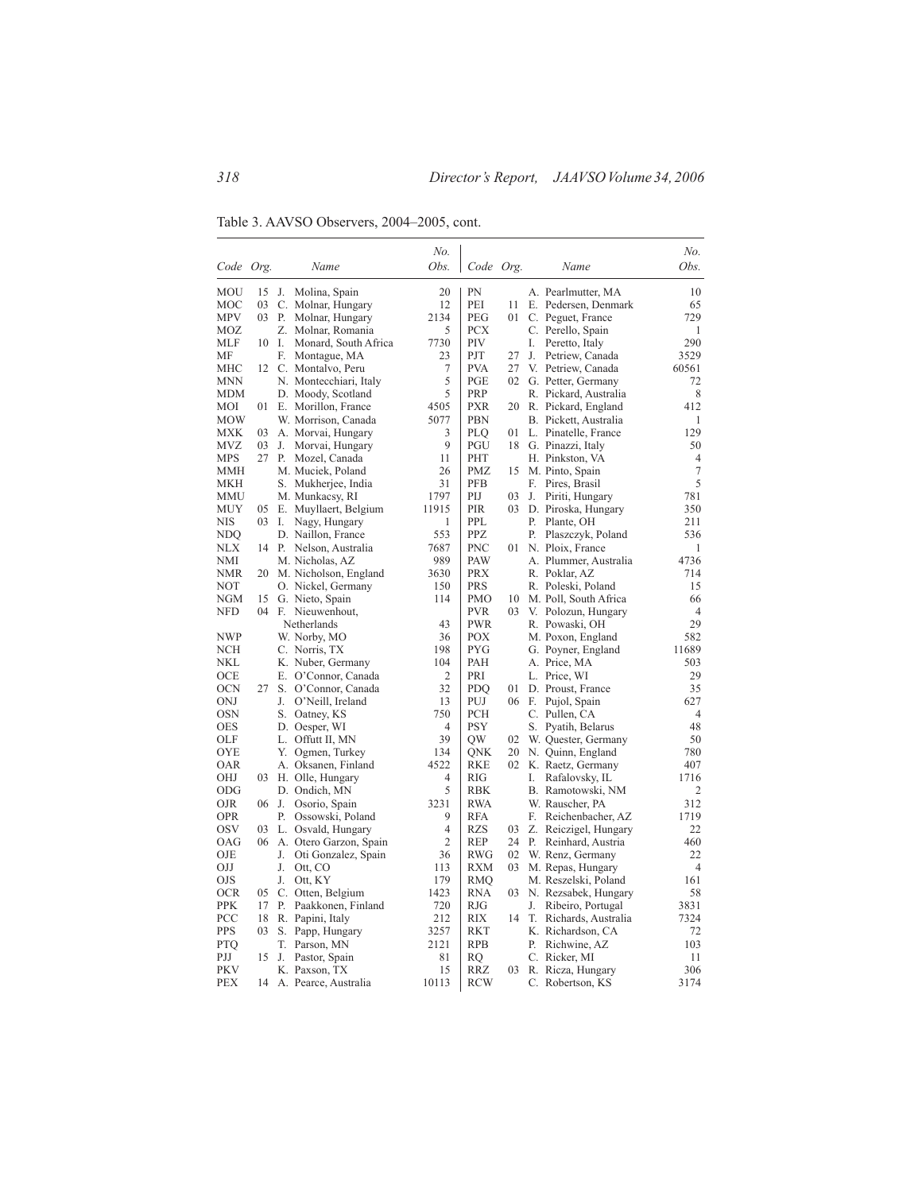Table 3. AAVSO Observers, 2004–2005, cont.

| Code | Org. | Name | No. Obs. |
|---|---|---|---|
| MOU | 15 | J. Molina, Spain | 20 |
| MOC | 03 | C. Molnar, Hungary | 12 |
| MPV | 03 | P. Molnar, Hungary | 2134 |
| MOZ | | Z. Molnar, Romania | 5 |
| MLF | 10 | I. Monard, South Africa | 7730 |
| MF | | F. Montague, MA | 23 |
| MHC | 12 | C. Montalvo, Peru | 7 |
| MNN | | N. Montecchiari, Italy | 5 |
| MDM | | D. Moody, Scotland | 5 |
| MOI | 01 | E. Morillon, France | 4505 |
| MOW | | W. Morrison, Canada | 5077 |
| MXK | 03 | A. Morvai, Hungary | 3 |
| MVZ | 03 | J. Morvai, Hungary | 9 |
| MPS | 27 | P. Mozel, Canada | 11 |
| MMH | | M. Muciek, Poland | 26 |
| MKH | | S. Mukherjee, India | 31 |
| MMU | | M. Munkacsy, RI | 1797 |
| MUY | 05 | E. Muyllaert, Belgium | 11915 |
| NIS | 03 | I. Nagy, Hungary | 1 |
| NDQ | | D. Naillon, France | 553 |
| NLX | 14 | P. Nelson, Australia | 7687 |
| NMI | | M. Nicholas, AZ | 989 |
| NMR | 20 | M. Nicholson, England | 3630 |
| NOT | | O. Nickel, Germany | 150 |
| NGM | 15 | G. Nieto, Spain | 114 |
| NFD | 04 | F. Nieuwenhout, Netherlands | 43 |
| NWP | | W. Norby, MO | 36 |
| NCH | | C. Norris, TX | 198 |
| NKL | | K. Nuber, Germany | 104 |
| OCE | | E. O'Connor, Canada | 2 |
| OCN | 27 | S. O'Connor, Canada | 32 |
| ONJ | | J. O'Neill, Ireland | 13 |
| OSN | | S. Oatney, KS | 750 |
| OES | | D. Oesper, WI | 4 |
| OLF | | L. Offutt II, MN | 39 |
| OYE | | Y. Ogmen, Turkey | 134 |
| OAR | | A. Oksanen, Finland | 4522 |
| OHJ | 03 | H. Olle, Hungary | 4 |
| ODG | | D. Ondich, MN | 5 |
| OJR | 06 | J. Osorio, Spain | 3231 |
| OPR | | P. Ossowski, Poland | 9 |
| OSV | 03 | L. Osvald, Hungary | 4 |
| OAG | 06 | A. Otero Garzon, Spain | 2 |
| OJE | | J. Oti Gonzalez, Spain | 36 |
| OJJ | | J. Ott, CO | 113 |
| OJS | | J. Ott, KY | 179 |
| OCR | 05 | C. Otten, Belgium | 1423 |
| PPK | 17 | P. Paakkonen, Finland | 720 |
| PCC | 18 | R. Papini, Italy | 212 |
| PPS | 03 | S. Papp, Hungary | 3257 |
| PTQ | | T. Parson, MN | 2121 |
| PJJ | 15 | J. Pastor, Spain | 81 |
| PKV | | K. Paxson, TX | 15 |
| PEX | 14 | A. Pearce, Australia | 10113 |
| PN | | A. Pearlmutter, MA | 10 |
| PEI | 11 | E. Pedersen, Denmark | 65 |
| PEG | 01 | C. Peguet, France | 729 |
| PCX | | C. Perello, Spain | 1 |
| PIV | | I. Peretto, Italy | 290 |
| PJT | 27 | J. Petriew, Canada | 3529 |
| PVA | 27 | V. Petriew, Canada | 60561 |
| PGE | 02 | G. Petter, Germany | 72 |
| PRP | | R. Pickard, Australia | 8 |
| PXR | 20 | R. Pickard, England | 412 |
| PBN | | B. Pickett, Australia | 1 |
| PLQ | 01 | L. Pinatelle, France | 129 |
| PGU | 18 | G. Pinazzi, Italy | 50 |
| PHT | | H. Pinkston, VA | 4 |
| PMZ | 15 | M. Pinto, Spain | 7 |
| PFB | | F. Pires, Brasil | 5 |
| PIJ | 03 | J. Piriti, Hungary | 781 |
| PIR | 03 | D. Piroska, Hungary | 350 |
| PPL | | P. Plante, OH | 211 |
| PPZ | | P. Plaszczyk, Poland | 536 |
| PNC | 01 | N. Ploix, France | 1 |
| PAW | | A. Plummer, Australia | 4736 |
| PRX | | R. Poklar, AZ | 714 |
| PRS | | R. Poleski, Poland | 15 |
| PMO | 10 | M. Poll, South Africa | 66 |
| PVR | 03 | V. Polozun, Hungary | 4 |
| PWR | | R. Powaski, OH | 29 |
| POX | | M. Poxon, England | 582 |
| PYG | | G. Poyner, England | 11689 |
| PAH | | A. Price, MA | 503 |
| PRI | | L. Price, WI | 29 |
| PDQ | 01 | D. Proust, France | 35 |
| PUJ | 06 | F. Pujol, Spain | 627 |
| PCH | | C. Pullen, CA | 4 |
| PSY | | S. Pyatih, Belarus | 48 |
| QW | 02 | W. Quester, Germany | 50 |
| QNK | 20 | N. Quinn, England | 780 |
| RKE | 02 | K. Raetz, Germany | 407 |
| RIG | | I. Rafalovsky, IL | 1716 |
| RBK | | B. Ramotowski, NM | 2 |
| RWA | | W. Rauscher, PA | 312 |
| RFA | | F. Reichenbacher, AZ | 1719 |
| RZS | 03 | Z. Reiczigel, Hungary | 22 |
| REP | 24 | P. Reinhard, Austria | 460 |
| RWG | 02 | W. Renz, Germany | 22 |
| RXM | 03 | M. Repas, Hungary | 4 |
| RMQ | | M. Reszelski, Poland | 161 |
| RNA | 03 | N. Rezsabek, Hungary | 58 |
| RJG | | J. Ribeiro, Portugal | 3831 |
| RIX | 14 | T. Richards, Australia | 7324 |
| RKT | | K. Richardson, CA | 72 |
| RPB | | P. Richwine, AZ | 103 |
| RQ | | C. Ricker, MI | 11 |
| RRZ | 03 | R. Ricza, Hungary | 306 |
| RCW | | C. Robertson, KS | 3174 |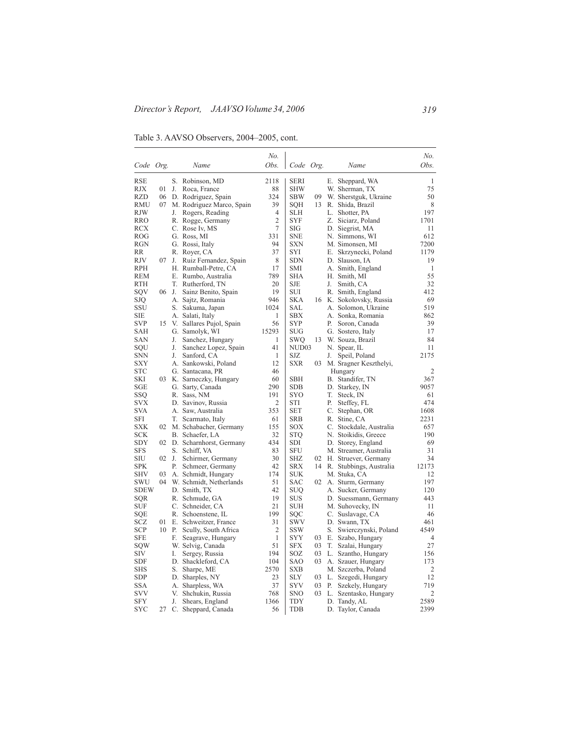Table 3. AAVSO Observers, 2004–2005, cont.

| Code | Org. | Name | No. Obs. |
|---|---|---|---|
| RSE | | S. Robinson, MD | 2118 |
| RJX | 01 | J. Roca, France | 88 |
| RZD | 06 | D. Rodriguez, Spain | 324 |
| RMU | 07 | M. Rodriguez Marco, Spain | 39 |
| RJW | | J. Rogers, Reading | 4 |
| RRO | | R. Rogge, Germany | 2 |
| RCX | | C. Rose Iv, MS | 7 |
| ROG | | G. Ross, MI | 331 |
| RGN | | G. Rossi, Italy | 94 |
| RR | | R. Royer, CA | 37 |
| RJV | 07 | J. Ruiz Fernandez, Spain | 8 |
| RPH | | H. Rumball-Petre, CA | 17 |
| REM | | E. Rumbo, Australia | 789 |
| RTH | | T. Rutherford, TN | 20 |
| SQV | 06 | J. Sainz Benito, Spain | 19 |
| SJQ | | A. Sajtz, Romania | 946 |
| SSU | | S. Sakuma, Japan | 1024 |
| SIE | | A. Salati, Italy | 1 |
| SVP | 15 | V. Sallares Pujol, Spain | 56 |
| SAH | | G. Samolyk, WI | 15293 |
| SAN | | J. Sanchez, Hungary | 1 |
| SQU | | J. Sanchez Lopez, Spain | 41 |
| SNN | | J. Sanford, CA | 1 |
| SXY | | A. Sankowski, Poland | 12 |
| STC | | G. Santacana, PR | 46 |
| SKI | 03 | K. Sarneczky, Hungary | 60 |
| SGE | | G. Sarty, Canada | 290 |
| SSQ | | R. Sass, NM | 191 |
| SVX | | D. Savinov, Russia | 2 |
| SVA | | A. Saw, Australia | 353 |
| SFI | | T. Scarmato, Italy | 61 |
| SXK | 02 | M. Schabacher, Germany | 155 |
| SCK | | B. Schaefer, LA | 32 |
| SDY | 02 | D. Scharnhorst, Germany | 434 |
| SFS | | S. Schiff, VA | 83 |
| SIU | 02 | J. Schirmer, Germany | 30 |
| SPK | | P. Schmeer, Germany | 42 |
| SHV | 03 | A. Schmidt, Hungary | 174 |
| SWU | 04 | W. Schmidt, Netherlands | 51 |
| SDEW | | D. Smith, TX | 42 |
| SQR | | R. Schmude, GA | 19 |
| SUF | | C. Schneider, CA | 21 |
| SQE | | R. Schoenstene, IL | 199 |
| SCZ | 01 | E. Schweitzer, France | 31 |
| SCP | 10 | P. Scully, South Africa | 2 |
| SFE | | F. Seagrave, Hungary | 1 |
| SQW | | W. Selvig, Canada | 51 |
| SIV | | I. Sergey, Russia | 194 |
| SDF | | D. Shackleford, CA | 104 |
| SHS | | S. Sharpe, ME | 2570 |
| SDP | | D. Sharples, NY | 23 |
| SSA | | A. Sharpless, WA | 37 |
| SVV | | V. Shchukin, Russia | 768 |
| SFY | | J. Shears, England | 1366 |
| SYC | 27 | C. Sheppard, Canada | 56 |
| SERI | | E. Sheppard, WA | 1 |
| SHW | | W. Sherman, TX | 75 |
| SBW | 09 | W. Sherstguk, Ukraine | 50 |
| SQH | 13 | R. Shida, Brazil | 8 |
| SLH | | L. Shotter, PA | 197 |
| SYF | | Z. Siciarz, Poland | 1701 |
| SIG | | D. Siegrist, MA | 11 |
| SNE | | N. Simmons, WI | 612 |
| SXN | | M. Simonsen, MI | 7200 |
| SYI | | E. Skrzynecki, Poland | 1179 |
| SDN | | D. Slauson, IA | 19 |
| SMI | | A. Smith, England | 1 |
| SHA | | H. Smith, MI | 55 |
| SJE | | J. Smith, CA | 32 |
| SUI | | R. Smith, England | 412 |
| SKA | 16 | K. Sokolovsky, Russia | 69 |
| SAL | | A. Solomon, Ukraine | 519 |
| SBX | | A. Sonka, Romania | 862 |
| SYP | | P. Soron, Canada | 39 |
| SUG | | G. Sostero, Italy | 17 |
| SWQ | 13 | W. Souza, Brazil | 84 |
| NUD03 | | N. Spear, IL | 11 |
| SJZ | | J. Speil, Poland | 2175 |
| SXR | 03 | M. Sragner Keszthelyi, Hungary | 2 |
| SBH | | B. Standifer, TN | 367 |
| SDB | | D. Starkey, IN | 9057 |
| SYO | | T. Steck, IN | 61 |
| STI | | P. Steffey, FL | 474 |
| SET | | C. Stephan, OR | 1608 |
| SRB | | R. Stine, CA | 2231 |
| SOX | | C. Stockdale, Australia | 657 |
| STQ | | N. Stoikidis, Greece | 190 |
| SDI | | D. Storey, England | 69 |
| SFU | | M. Streamer, Australia | 31 |
| SHZ | 02 | H. Struever, Germany | 34 |
| SRX | 14 | R. Stubbings, Australia | 12173 |
| SUK | | M. Stuka, CA | 12 |
| SAC | 02 | A. Sturm, Germany | 197 |
| SUQ | | A. Sucker, Germany | 120 |
| SUS | | D. Suessmann, Germany | 443 |
| SUH | | M. Suhovecky, IN | 11 |
| SQC | | C. Suslavage, CA | 46 |
| SWV | | D. Swann, TX | 461 |
| SSW | | S. Swierczynski, Poland | 4549 |
| SYY | 03 | E. Szabo, Hungary | 4 |
| SFX | 03 | T. Szalai, Hungary | 27 |
| SOZ | 03 | L. Szantho, Hungary | 156 |
| SAO | 03 | A. Szauer, Hungary | 173 |
| SXB | | M. Szczerba, Poland | 2 |
| SLY | 03 | L. Szegedi, Hungary | 12 |
| SYV | 03 | P. Szekely, Hungary | 719 |
| SNO | 03 | L. Szentasko, Hungary | 2 |
| TDY | | D. Tandy, AL | 2589 |
| TDB | | D. Taylor, Canada | 2399 |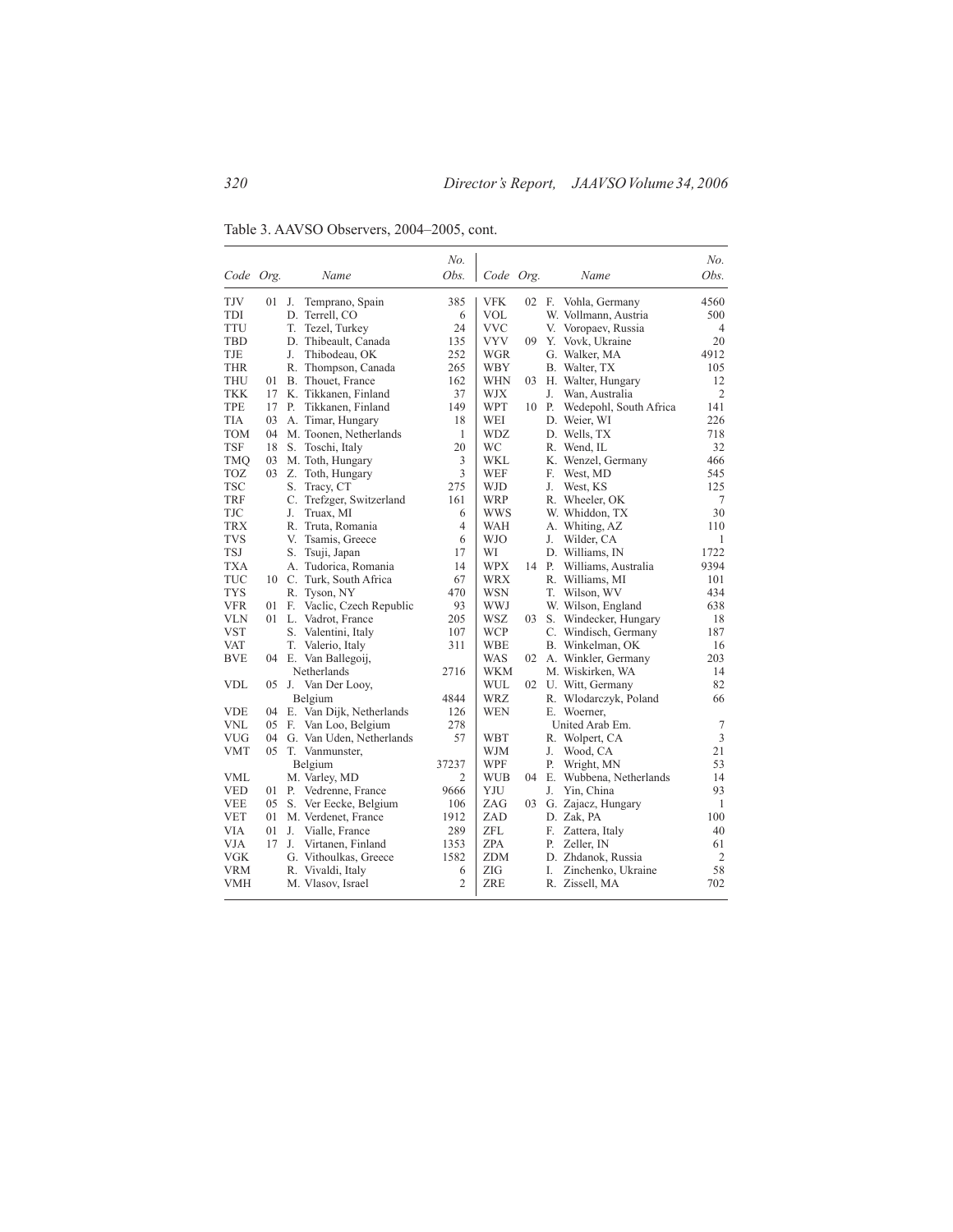Table 3. AAVSO Observers, 2004–2005, cont.

| Code | Org. | Name | No. Obs. |
|---|---|---|---|
| TJV | 01 | J. Temprano, Spain | 385 |
| TDI | | D. Terrell, CO | 6 |
| TTU | | T. Tezel, Turkey | 24 |
| TBD | | D. Thibeault, Canada | 135 |
| TJE | | J. Thibodeau, OK | 252 |
| THR | | R. Thompson, Canada | 265 |
| THU | 01 | B. Thouet, France | 162 |
| TKK | 17 | K. Tikkanen, Finland | 37 |
| TPE | 17 | P. Tikkanen, Finland | 149 |
| TIA | 03 | A. Timar, Hungary | 18 |
| TOM | 04 | M. Toonen, Netherlands | 1 |
| TSF | 18 | S. Toschi, Italy | 20 |
| TMQ | 03 | M. Toth, Hungary | 3 |
| TOZ | 03 | Z. Toth, Hungary | 3 |
| TSC | | S. Tracy, CT | 275 |
| TRF | | C. Trefzger, Switzerland | 161 |
| TJC | | J. Truax, MI | 6 |
| TRX | | R. Truta, Romania | 4 |
| TVS | | V. Tsamis, Greece | 6 |
| TSJ | | S. Tsuji, Japan | 17 |
| TXA | | A. Tudorica, Romania | 14 |
| TUC | 10 | C. Turk, South Africa | 67 |
| TYS | | R. Tyson, NY | 470 |
| VFR | 01 | F. Vaclic, Czech Republic | 93 |
| VLN | 01 | L. Vadrot, France | 205 |
| VST | | S. Valentini, Italy | 107 |
| VAT | | T. Valerio, Italy | 311 |
| BVE | 04 | E. Van Ballegoij, Netherlands | 2716 |
| VDL | 05 | J. Van Der Looy, Belgium | 4844 |
| VDE | 04 | E. Van Dijk, Netherlands | 126 |
| VNL | 05 | F. Van Loo, Belgium | 278 |
| VUG | 04 | G. Van Uden, Netherlands | 57 |
| VMT | 05 | T. Vanmunster, Belgium | 37237 |
| VML | | M. Varley, MD | 2 |
| VED | 01 | P. Vedrenne, France | 9666 |
| VEE | 05 | S. Ver Eecke, Belgium | 106 |
| VET | 01 | M. Verdenet, France | 1912 |
| VIA | 01 | J. Vialle, France | 289 |
| VJA | 17 | J. Virtanen, Finland | 1353 |
| VGK | | G. Vithoulkas, Greece | 1582 |
| VRM | | R. Vivaldi, Italy | 6 |
| VMH | | M. Vlasov, Israel | 2 |
| VFK | 02 | F. Vohla, Germany | 4560 |
| VOL | | W. Vollmann, Austria | 500 |
| VVC | | V. Voropaev, Russia | 4 |
| VYV | 09 | Y. Vovk, Ukraine | 20 |
| WGR | | G. Walker, MA | 4912 |
| WBY | | B. Walter, TX | 105 |
| WHN | 03 | H. Walter, Hungary | 12 |
| WJX | | J. Wan, Australia | 2 |
| WPT | 10 | P. Wedepohl, South Africa | 141 |
| WEI | | D. Weier, WI | 226 |
| WDZ | | D. Wells, TX | 718 |
| WC | | R. Wend, IL | 32 |
| WKL | | K. Wenzel, Germany | 466 |
| WEF | | F. West, MD | 545 |
| WJD | | J. West, KS | 125 |
| WRP | | R. Wheeler, OK | 7 |
| WWS | | W. Whiddon, TX | 30 |
| WAH | | A. Whiting, AZ | 110 |
| WJO | | J. Wilder, CA | 1 |
| WI | | D. Williams, IN | 1722 |
| WPX | 14 | P. Williams, Australia | 9394 |
| WRX | | R. Williams, MI | 101 |
| WSN | | T. Wilson, WV | 434 |
| WWJ | | W. Wilson, England | 638 |
| WSZ | 03 | S. Windecker, Hungary | 18 |
| WCP | | C. Windisch, Germany | 187 |
| WBE | | B. Winkelman, OK | 16 |
| WAS | 02 | A. Winkler, Germany | 203 |
| WKM | | M. Wiskirken, WA | 14 |
| WUL | 02 | U. Witt, Germany | 82 |
| WRZ | | R. Wlodarczyk, Poland | 66 |
| WEN | | E. Woerner, United Arab Em. | 7 |
| WBT | | R. Wolpert, CA | 3 |
| WJM | | J. Wood, CA | 21 |
| WPF | | P. Wright, MN | 53 |
| WUB | 04 | E. Wubbena, Netherlands | 14 |
| YJU | | J. Yin, China | 93 |
| ZAG | 03 | G. Zajacz, Hungary | 1 |
| ZAD | | D. Zak, PA | 100 |
| ZFL | | F. Zattera, Italy | 40 |
| ZPA | | P. Zeller, IN | 61 |
| ZDM | | D. Zhdanok, Russia | 2 |
| ZIG | | I. Zinchenko, Ukraine | 58 |
| ZRE | | R. Zissell, MA | 702 |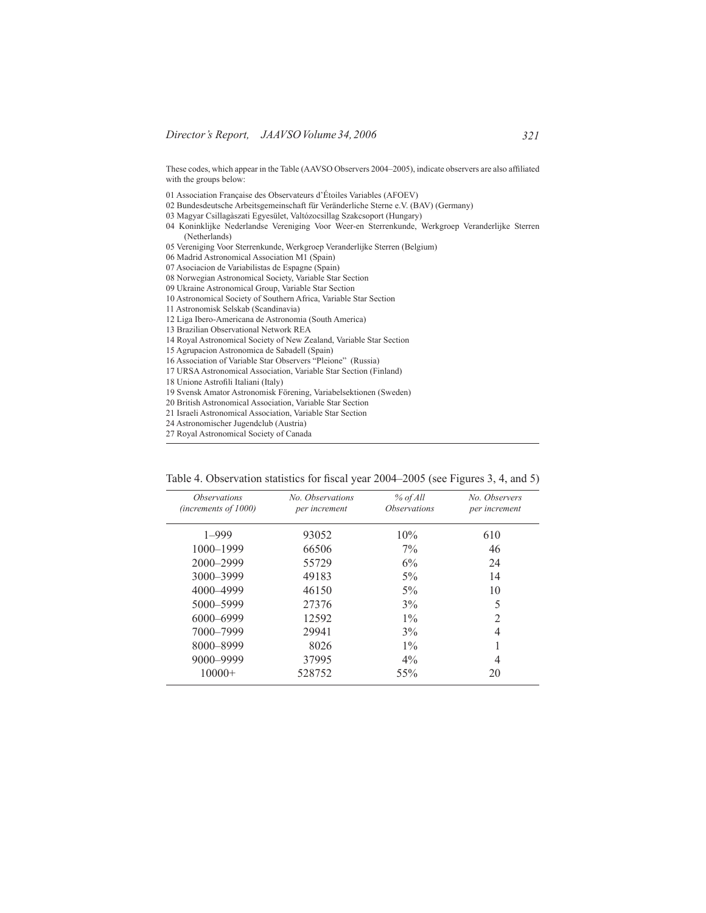These codes, which appear in the Table (AAVSO Observers 2004–2005), indicate observers are also affiliated with the groups below:

01 Association Française des Observateurs d'Étoiles Variables (AFOEV)
02 Bundesdeutsche Arbeitsgemeinschaft für Veränderliche Sterne e.V. (BAV) (Germany)
03 Magyar Csillagàszati Egyesület, Valtózocsillag Szakcsoport (Hungary)
04 Koninklijke Nederlandse Vereniging Voor Weer-en Sterrenkunde, Werkgroep Veranderlijke Sterren (Netherlands)
05 Vereniging Voor Sterrenkunde, Werkgroep Veranderlijke Sterren (Belgium)
06 Madrid Astronomical Association M1 (Spain)
07 Asociacion de Variabilistas de Espagne (Spain)
08 Norwegian Astronomical Society, Variable Star Section
09 Ukraine Astronomical Group, Variable Star Section
10 Astronomical Society of Southern Africa, Variable Star Section
11 Astronomisk Selskab (Scandinavia)
12 Liga Ibero-Americana de Astronomia (South America)
13 Brazilian Observational Network REA
14 Royal Astronomical Society of New Zealand, Variable Star Section
15 Agrupacion Astronomica de Sabadell (Spain)
16 Association of Variable Star Observers "Pleione" (Russia)
17 URSA Astronomical Association, Variable Star Section (Finland)
18 Unione Astrofili Italiani (Italy)
19 Svensk Amator Astronomisk Förening, Variabelsektionen (Sweden)
20 British Astronomical Association, Variable Star Section
21 Israeli Astronomical Association, Variable Star Section
24 Astronomischer Jugendclub (Austria)
27 Royal Astronomical Society of Canada

Table 4. Observation statistics for fiscal year 2004–2005 (see Figures 3, 4, and 5)

| *Observations (increments of 1000)* | *No. Observations per increment* | *% of All Observations* | *No. Observers per increment* |
|---|---|---|---|
| 1–999 | 93052 | 10% | 610 |
| 1000–1999 | 66506 | 7% | 46 |
| 2000–2999 | 55729 | 6% | 24 |
| 3000–3999 | 49183 | 5% | 14 |
| 4000–4999 | 46150 | 5% | 10 |
| 5000–5999 | 27376 | 3% | 5 |
| 6000–6999 | 12592 | 1% | 2 |
| 7000–7999 | 29941 | 3% | 4 |
| 8000–8999 | 8026 | 1% | 1 |
| 9000–9999 | 37995 | 4% | 4 |
| 10000+ | 528752 | 55% | 20 |